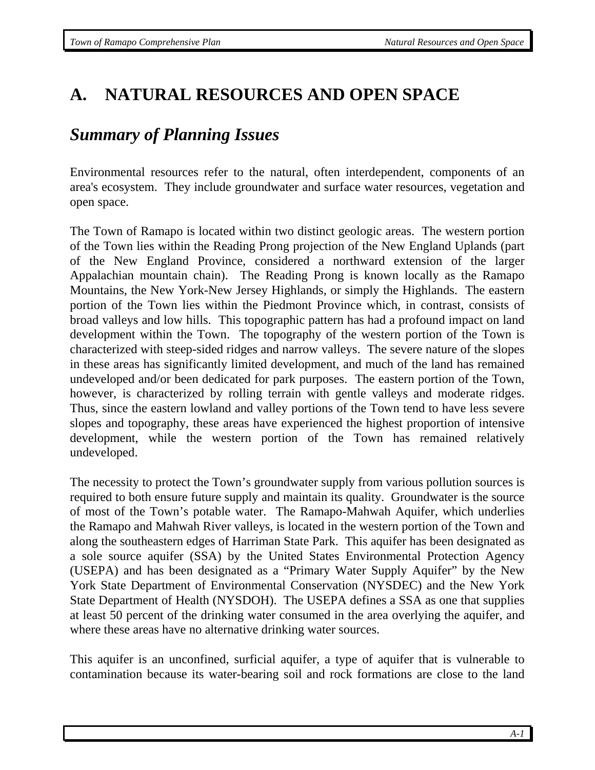# A. NATURAL RESOURCES AND OPEN SPACE

## *Summary of Planning Issues*

Environmental resources refer to the natural, often interdependent, components of an area's ecosystem. They include groundwater and surface water resources, vegetation and open space.

The Town of Ramapo is located within two distinct geologic areas. The western portion of the Town lies within the Reading Prong projection of the New England Uplands (part of the New England Province, considered a northward extension of the larger Appalachian mountain chain). The Reading Prong is known locally as the Ramapo Mountains, the New York-New Jersey Highlands, or simply the Highlands. The eastern portion of the Town lies within the Piedmont Province which, in contrast, consists of broad valleys and low hills. This topographic pattern has had a profound impact on land development within the Town. The topography of the western portion of the Town is characterized with steep-sided ridges and narrow valleys. The severe nature of the slopes in these areas has significantly limited development, and much of the land has remained undeveloped and/or been dedicated for park purposes. The eastern portion of the Town, however, is characterized by rolling terrain with gentle valleys and moderate ridges. Thus, since the eastern lowland and valley portions of the Town tend to have less severe slopes and topography, these areas have experienced the highest proportion of intensive development, while the western portion of the Town has remained relatively undeveloped.

The necessity to protect the Town's groundwater supply from various pollution sources is required to both ensure future supply and maintain its quality. Groundwater is the source of most of the Town's potable water. The Ramapo-Mahwah Aquifer, which underlies the Ramapo and Mahwah River valleys, is located in the western portion of the Town and along the southeastern edges of Harriman State Park. This aquifer has been designated as a sole source aquifer (SSA) by the United States Environmental Protection Agency (USEPA) and has been designated as a "Primary Water Supply Aquifer" by the New York State Department of Environmental Conservation (NYSDEC) and the New York State Department of Health (NYSDOH). The USEPA defines a SSA as one that supplies at least 50 percent of the drinking water consumed in the area overlying the aquifer, and where these areas have no alternative drinking water sources.

This aquifer is an unconfined, surficial aquifer, a type of aquifer that is vulnerable to contamination because its water-bearing soil and rock formations are close to the land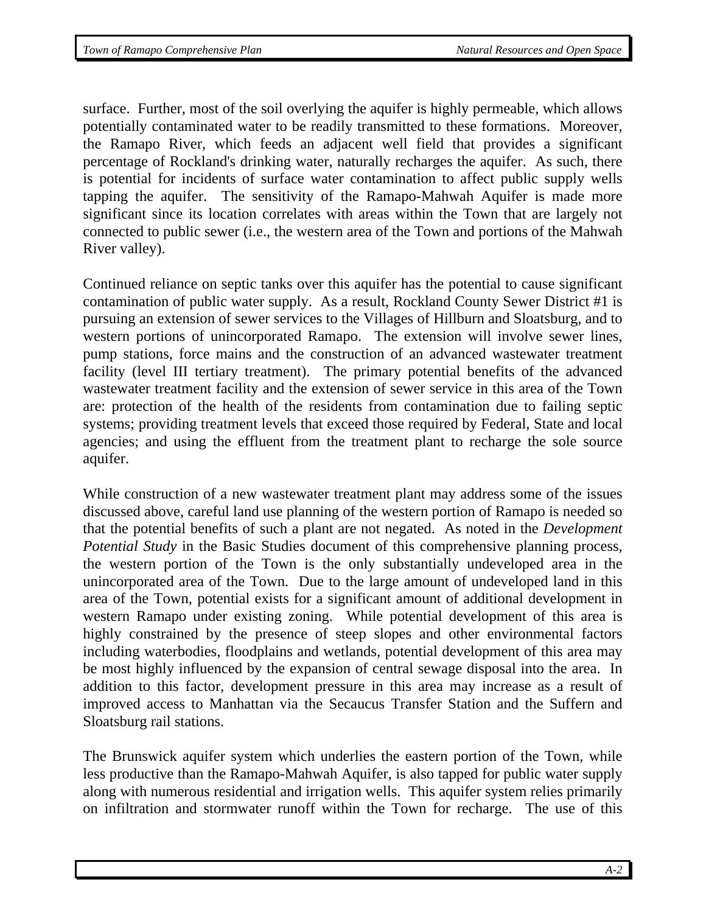surface. Further, most of the soil overlying the aquifer is highly permeable, which allows potentially contaminated water to be readily transmitted to these formations. Moreover, the Ramapo River, which feeds an adjacent well field that provides a significant percentage of Rockland's drinking water, naturally recharges the aquifer. As such, there is potential for incidents of surface water contamination to affect public supply wells tapping the aquifer. The sensitivity of the Ramapo-Mahwah Aquifer is made more significant since its location correlates with areas within the Town that are largely not connected to public sewer (i.e., the western area of the Town and portions of the Mahwah River valley).

Continued reliance on septic tanks over this aquifer has the potential to cause significant contamination of public water supply. As a result, Rockland County Sewer District #1 is pursuing an extension of sewer services to the Villages of Hillburn and Sloatsburg, and to western portions of unincorporated Ramapo. The extension will involve sewer lines, pump stations, force mains and the construction of an advanced wastewater treatment facility (level III tertiary treatment). The primary potential benefits of the advanced wastewater treatment facility and the extension of sewer service in this area of the Town are: protection of the health of the residents from contamination due to failing septic systems; providing treatment levels that exceed those required by Federal, State and local agencies; and using the effluent from the treatment plant to recharge the sole source aquifer.

While construction of a new wastewater treatment plant may address some of the issues discussed above, careful land use planning of the western portion of Ramapo is needed so that the potential benefits of such a plant are not negated. As noted in the *Development Potential Study* in the Basic Studies document of this comprehensive planning process, the western portion of the Town is the only substantially undeveloped area in the unincorporated area of the Town. Due to the large amount of undeveloped land in this area of the Town, potential exists for a significant amount of additional development in western Ramapo under existing zoning. While potential development of this area is highly constrained by the presence of steep slopes and other environmental factors including waterbodies, floodplains and wetlands, potential development of this area may be most highly influenced by the expansion of central sewage disposal into the area. In addition to this factor, development pressure in this area may increase as a result of improved access to Manhattan via the Secaucus Transfer Station and the Suffern and Sloatsburg rail stations.

The Brunswick aquifer system which underlies the eastern portion of the Town, while less productive than the Ramapo-Mahwah Aquifer, is also tapped for public water supply along with numerous residential and irrigation wells. This aquifer system relies primarily on infiltration and stormwater runoff within the Town for recharge. The use of this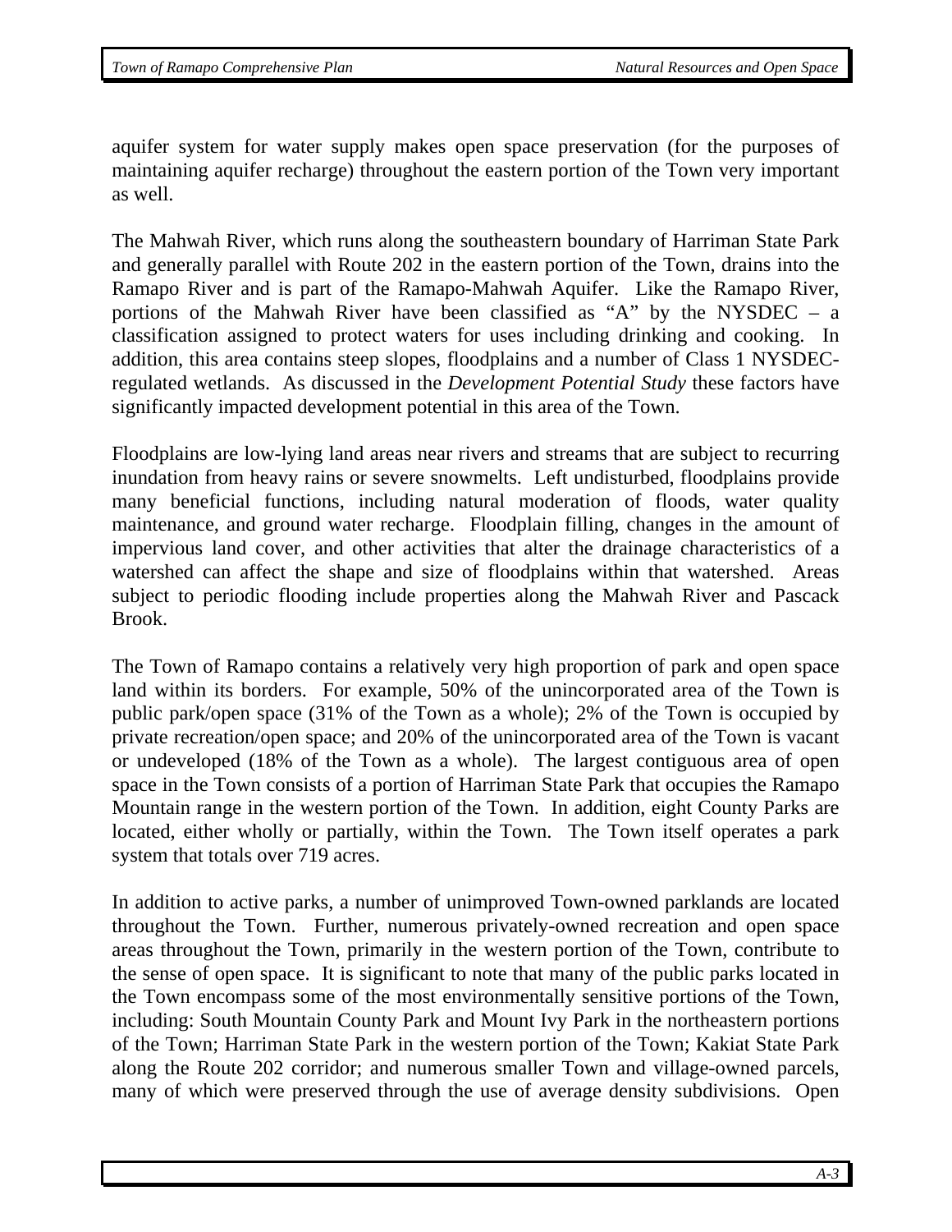aquifer system for water supply makes open space preservation (for the purposes of maintaining aquifer recharge) throughout the eastern portion of the Town very important as well.

The Mahwah River, which runs along the southeastern boundary of Harriman State Park and generally parallel with Route 202 in the eastern portion of the Town, drains into the Ramapo River and is part of the Ramapo-Mahwah Aquifer. Like the Ramapo River, portions of the Mahwah River have been classified as "A" by the NYSDEC – a classification assigned to protect waters for uses including drinking and cooking. In addition, this area contains steep slopes, floodplains and a number of Class 1 NYSDEC-regulated wetlands. As discussed in the *Development Potential Study* these factors have significantly impacted development potential in this area of the Town.

Floodplains are low-lying land areas near rivers and streams that are subject to recurring inundation from heavy rains or severe snowmelts. Left undisturbed, floodplains provide many beneficial functions, including natural moderation of floods, water quality maintenance, and ground water recharge. Floodplain filling, changes in the amount of impervious land cover, and other activities that alter the drainage characteristics of a watershed can affect the shape and size of floodplains within that watershed. Areas subject to periodic flooding include properties along the Mahwah River and Pascack Brook.

The Town of Ramapo contains a relatively very high proportion of park and open space land within its borders. For example, 50% of the unincorporated area of the Town is public park/open space (31% of the Town as a whole); 2% of the Town is occupied by private recreation/open space; and 20% of the unincorporated area of the Town is vacant or undeveloped (18% of the Town as a whole). The largest contiguous area of open space in the Town consists of a portion of Harriman State Park that occupies the Ramapo Mountain range in the western portion of the Town. In addition, eight County Parks are located, either wholly or partially, within the Town. The Town itself operates a park system that totals over 719 acres.

In addition to active parks, a number of unimproved Town-owned parklands are located throughout the Town. Further, numerous privately-owned recreation and open space areas throughout the Town, primarily in the western portion of the Town, contribute to the sense of open space. It is significant to note that many of the public parks located in the Town encompass some of the most environmentally sensitive portions of the Town, including: South Mountain County Park and Mount Ivy Park in the northeastern portions of the Town; Harriman State Park in the western portion of the Town; Kakiat State Park along the Route 202 corridor; and numerous smaller Town and village-owned parcels, many of which were preserved through the use of average density subdivisions. Open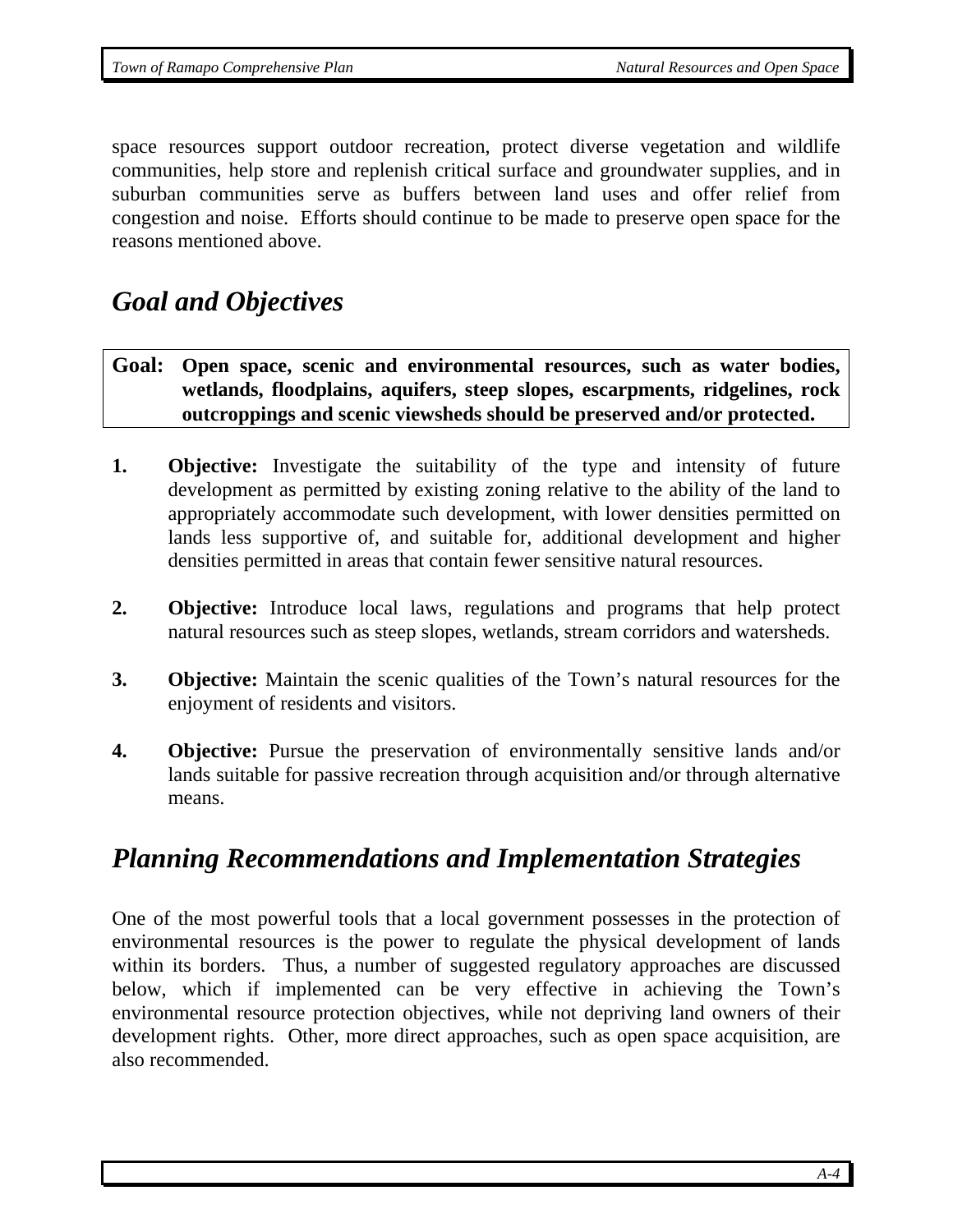space resources support outdoor recreation, protect diverse vegetation and wildlife communities, help store and replenish critical surface and groundwater supplies, and in suburban communities serve as buffers between land uses and offer relief from congestion and noise. Efforts should continue to be made to preserve open space for the reasons mentioned above.

## *Goal and Objectives*

**Goal: Open space, scenic and environmental resources, such as water bodies, wetlands, floodplains, aquifers, steep slopes, escarpments, ridgelines, rock outcroppings and scenic viewsheds should be preserved and/or protected.**

1. **Objective:** Investigate the suitability of the type and intensity of future development as permitted by existing zoning relative to the ability of the land to appropriately accommodate such development, with lower densities permitted on lands less supportive of, and suitable for, additional development and higher densities permitted in areas that contain fewer sensitive natural resources.

2. **Objective:** Introduce local laws, regulations and programs that help protect natural resources such as steep slopes, wetlands, stream corridors and watersheds.

3. **Objective:** Maintain the scenic qualities of the Town's natural resources for the enjoyment of residents and visitors.

4. **Objective:** Pursue the preservation of environmentally sensitive lands and/or lands suitable for passive recreation through acquisition and/or through alternative means.

## *Planning Recommendations and Implementation Strategies*

One of the most powerful tools that a local government possesses in the protection of environmental resources is the power to regulate the physical development of lands within its borders. Thus, a number of suggested regulatory approaches are discussed below, which if implemented can be very effective in achieving the Town's environmental resource protection objectives, while not depriving land owners of their development rights. Other, more direct approaches, such as open space acquisition, are also recommended.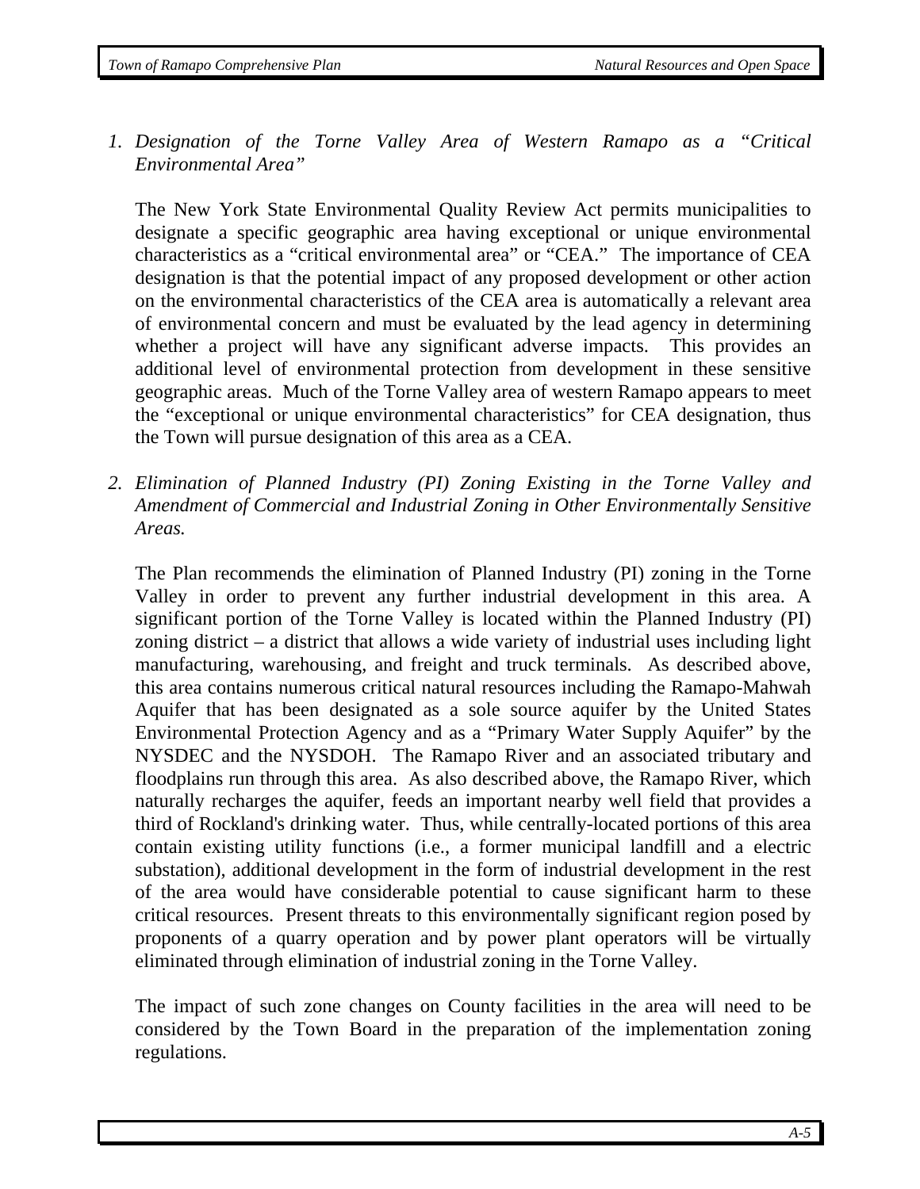1. *Designation of the Torne Valley Area of Western Ramapo as a "Critical Environmental Area"*

   The New York State Environmental Quality Review Act permits municipalities to designate a specific geographic area having exceptional or unique environmental characteristics as a "critical environmental area" or "CEA." The importance of CEA designation is that the potential impact of any proposed development or other action on the environmental characteristics of the CEA area is automatically a relevant area of environmental concern and must be evaluated by the lead agency in determining whether a project will have any significant adverse impacts. This provides an additional level of environmental protection from development in these sensitive geographic areas. Much of the Torne Valley area of western Ramapo appears to meet the "exceptional or unique environmental characteristics" for CEA designation, thus the Town will pursue designation of this area as a CEA.

2. *Elimination of Planned Industry (PI) Zoning Existing in the Torne Valley and Amendment of Commercial and Industrial Zoning in Other Environmentally Sensitive Areas.*

   The Plan recommends the elimination of Planned Industry (PI) zoning in the Torne Valley in order to prevent any further industrial development in this area. A significant portion of the Torne Valley is located within the Planned Industry (PI) zoning district – a district that allows a wide variety of industrial uses including light manufacturing, warehousing, and freight and truck terminals. As described above, this area contains numerous critical natural resources including the Ramapo-Mahwah Aquifer that has been designated as a sole source aquifer by the United States Environmental Protection Agency and as a "Primary Water Supply Aquifer" by the NYSDEC and the NYSDOH. The Ramapo River and an associated tributary and floodplains run through this area. As also described above, the Ramapo River, which naturally recharges the aquifer, feeds an important nearby well field that provides a third of Rockland's drinking water. Thus, while centrally-located portions of this area contain existing utility functions (i.e., a former municipal landfill and a electric substation), additional development in the form of industrial development in the rest of the area would have considerable potential to cause significant harm to these critical resources. Present threats to this environmentally significant region posed by proponents of a quarry operation and by power plant operators will be virtually eliminated through elimination of industrial zoning in the Torne Valley.

   The impact of such zone changes on County facilities in the area will need to be considered by the Town Board in the preparation of the implementation zoning regulations.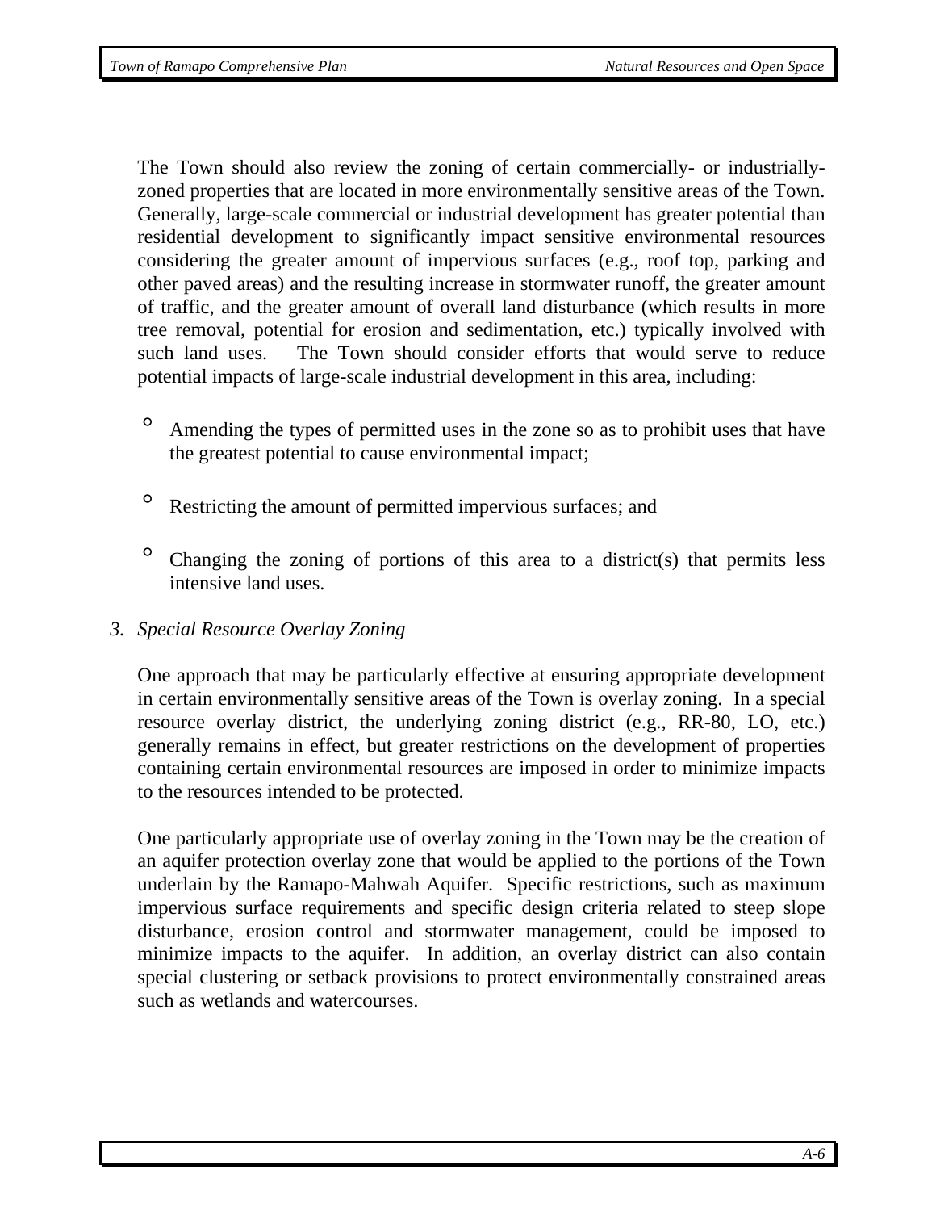The Town should also review the zoning of certain commercially- or industrially-zoned properties that are located in more environmentally sensitive areas of the Town. Generally, large-scale commercial or industrial development has greater potential than residential development to significantly impact sensitive environmental resources considering the greater amount of impervious surfaces (e.g., roof top, parking and other paved areas) and the resulting increase in stormwater runoff, the greater amount of traffic, and the greater amount of overall land disturbance (which results in more tree removal, potential for erosion and sedimentation, etc.) typically involved with such land uses. The Town should consider efforts that would serve to reduce potential impacts of large-scale industrial development in this area, including:

- Amending the types of permitted uses in the zone so as to prohibit uses that have the greatest potential to cause environmental impact;
- Restricting the amount of permitted impervious surfaces; and
- Changing the zoning of portions of this area to a district(s) that permits less intensive land uses.

### *3. Special Resource Overlay Zoning*

One approach that may be particularly effective at ensuring appropriate development in certain environmentally sensitive areas of the Town is overlay zoning. In a special resource overlay district, the underlying zoning district (e.g., RR-80, LO, etc.) generally remains in effect, but greater restrictions on the development of properties containing certain environmental resources are imposed in order to minimize impacts to the resources intended to be protected.

One particularly appropriate use of overlay zoning in the Town may be the creation of an aquifer protection overlay zone that would be applied to the portions of the Town underlain by the Ramapo-Mahwah Aquifer. Specific restrictions, such as maximum impervious surface requirements and specific design criteria related to steep slope disturbance, erosion control and stormwater management, could be imposed to minimize impacts to the aquifer. In addition, an overlay district can also contain special clustering or setback provisions to protect environmentally constrained areas such as wetlands and watercourses.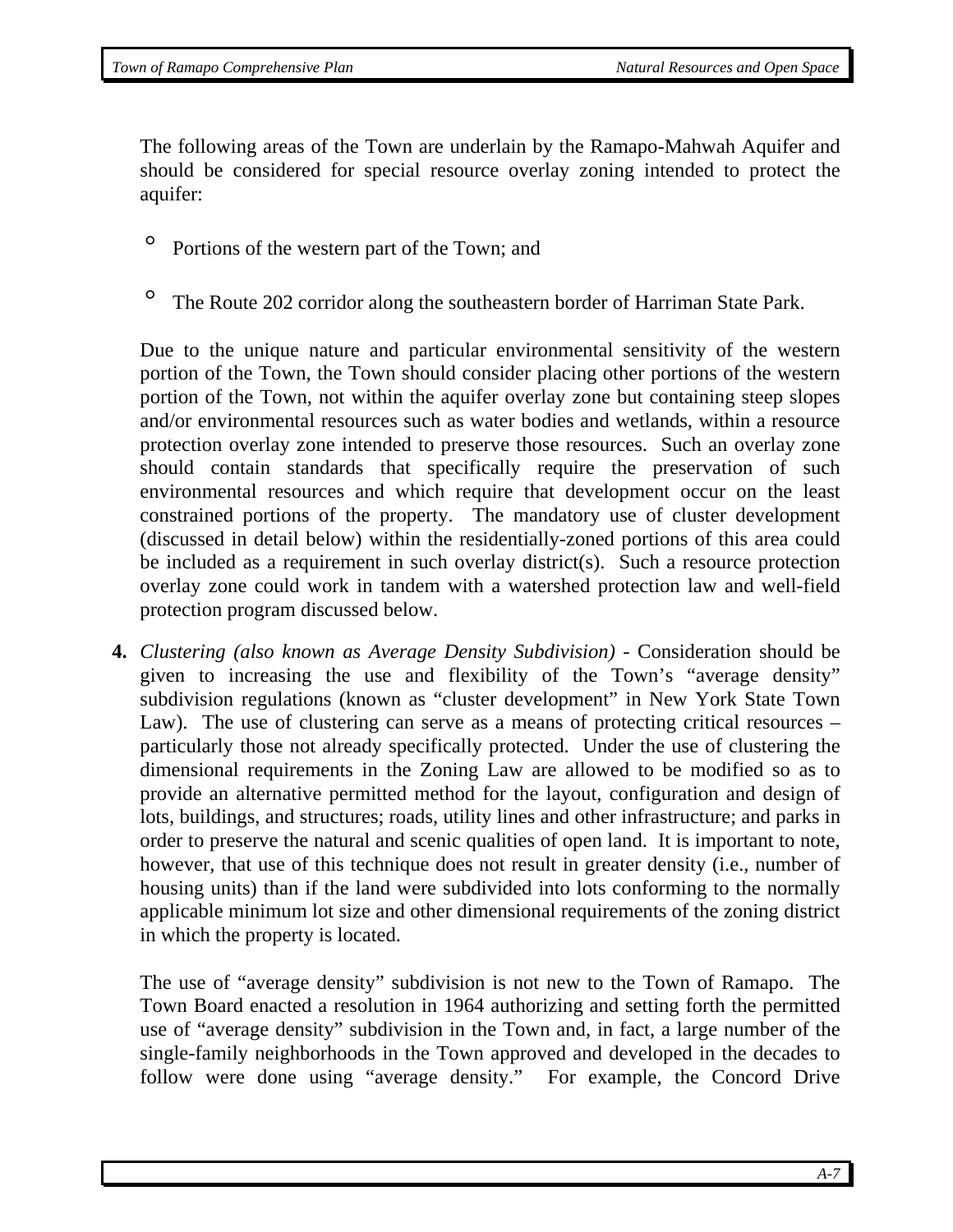The following areas of the Town are underlain by the Ramapo-Mahwah Aquifer and should be considered for special resource overlay zoning intended to protect the aquifer:

- Portions of the western part of the Town; and
- The Route 202 corridor along the southeastern border of Harriman State Park.

Due to the unique nature and particular environmental sensitivity of the western portion of the Town, the Town should consider placing other portions of the western portion of the Town, not within the aquifer overlay zone but containing steep slopes and/or environmental resources such as water bodies and wetlands, within a resource protection overlay zone intended to preserve those resources. Such an overlay zone should contain standards that specifically require the preservation of such environmental resources and which require that development occur on the least constrained portions of the property. The mandatory use of cluster development (discussed in detail below) within the residentially-zoned portions of this area could be included as a requirement in such overlay district(s). Such a resource protection overlay zone could work in tandem with a watershed protection law and well-field protection program discussed below.

**4.** *Clustering (also known as Average Density Subdivision)* - Consideration should be given to increasing the use and flexibility of the Town's "average density" subdivision regulations (known as "cluster development" in New York State Town Law). The use of clustering can serve as a means of protecting critical resources – particularly those not already specifically protected. Under the use of clustering the dimensional requirements in the Zoning Law are allowed to be modified so as to provide an alternative permitted method for the layout, configuration and design of lots, buildings, and structures; roads, utility lines and other infrastructure; and parks in order to preserve the natural and scenic qualities of open land. It is important to note, however, that use of this technique does not result in greater density (i.e., number of housing units) than if the land were subdivided into lots conforming to the normally applicable minimum lot size and other dimensional requirements of the zoning district in which the property is located.

The use of "average density" subdivision is not new to the Town of Ramapo. The Town Board enacted a resolution in 1964 authorizing and setting forth the permitted use of "average density" subdivision in the Town and, in fact, a large number of the single-family neighborhoods in the Town approved and developed in the decades to follow were done using "average density." For example, the Concord Drive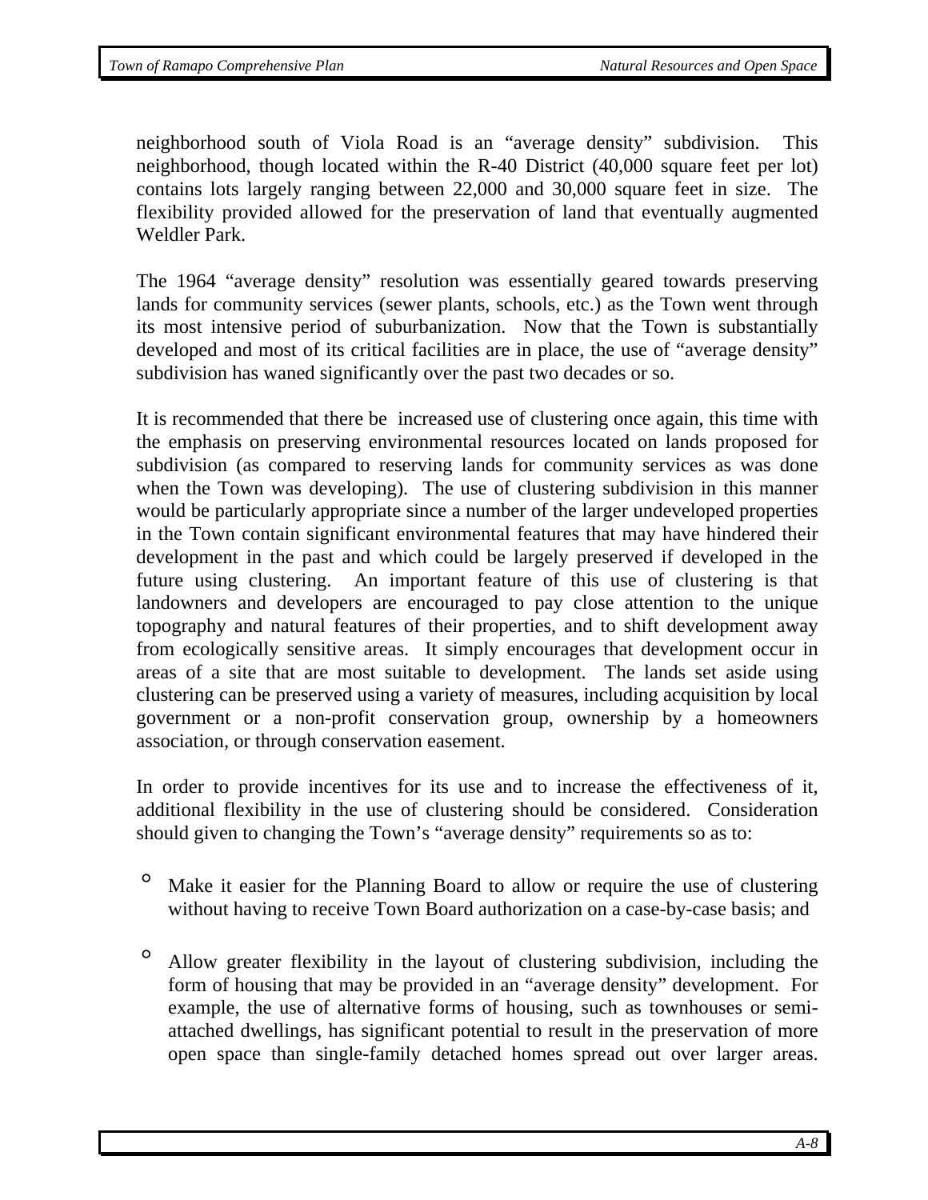neighborhood south of Viola Road is an "average density" subdivision. This neighborhood, though located within the R-40 District (40,000 square feet per lot) contains lots largely ranging between 22,000 and 30,000 square feet in size. The flexibility provided allowed for the preservation of land that eventually augmented Weldler Park.

The 1964 "average density" resolution was essentially geared towards preserving lands for community services (sewer plants, schools, etc.) as the Town went through its most intensive period of suburbanization. Now that the Town is substantially developed and most of its critical facilities are in place, the use of "average density" subdivision has waned significantly over the past two decades or so.

It is recommended that there be increased use of clustering once again, this time with the emphasis on preserving environmental resources located on lands proposed for subdivision (as compared to reserving lands for community services as was done when the Town was developing). The use of clustering subdivision in this manner would be particularly appropriate since a number of the larger undeveloped properties in the Town contain significant environmental features that may have hindered their development in the past and which could be largely preserved if developed in the future using clustering. An important feature of this use of clustering is that landowners and developers are encouraged to pay close attention to the unique topography and natural features of their properties, and to shift development away from ecologically sensitive areas. It simply encourages that development occur in areas of a site that are most suitable to development. The lands set aside using clustering can be preserved using a variety of measures, including acquisition by local government or a non-profit conservation group, ownership by a homeowners association, or through conservation easement.

In order to provide incentives for its use and to increase the effectiveness of it, additional flexibility in the use of clustering should be considered. Consideration should given to changing the Town's "average density" requirements so as to:

- Make it easier for the Planning Board to allow or require the use of clustering without having to receive Town Board authorization on a case-by-case basis; and

- Allow greater flexibility in the layout of clustering subdivision, including the form of housing that may be provided in an "average density" development. For example, the use of alternative forms of housing, such as townhouses or semi-attached dwellings, has significant potential to result in the preservation of more open space than single-family detached homes spread out over larger areas.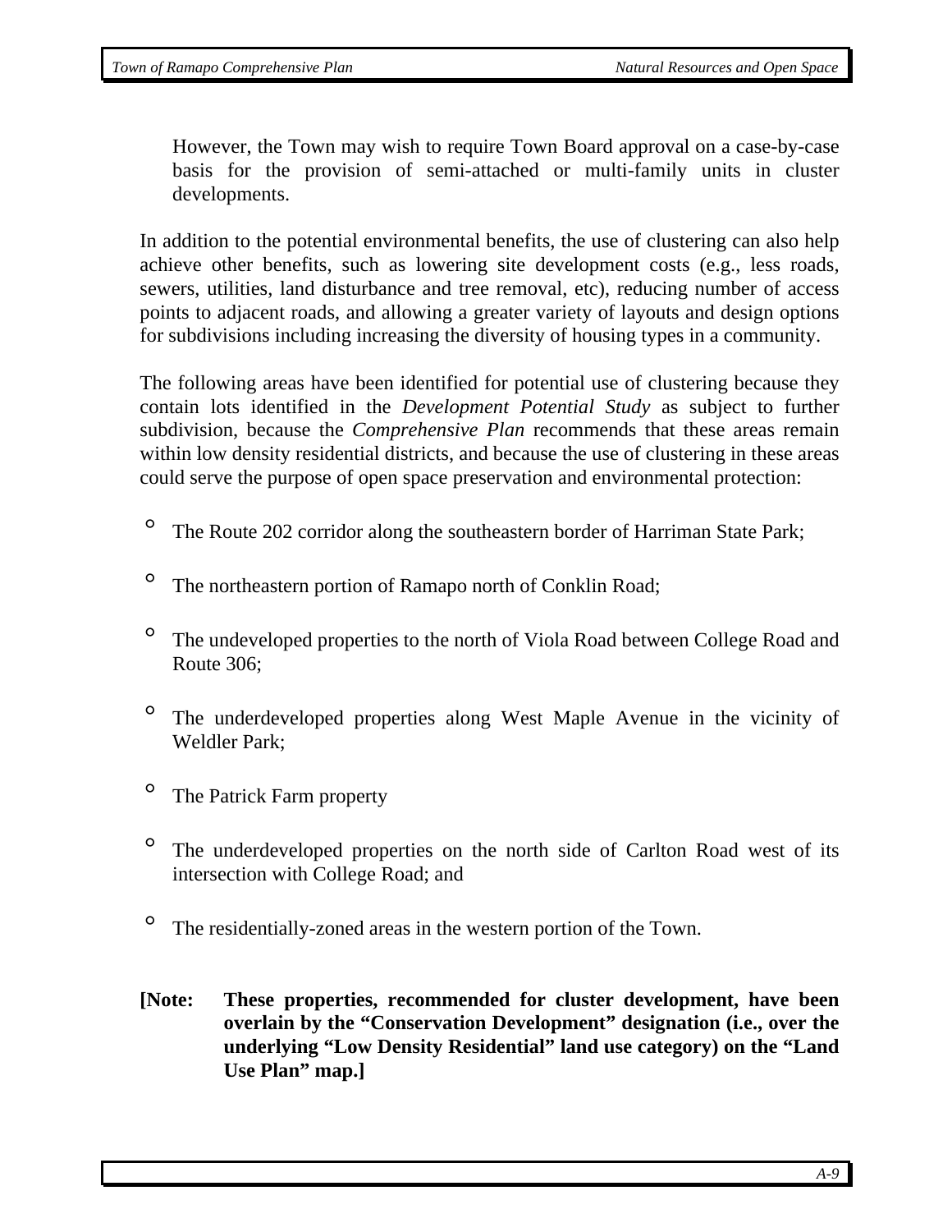However, the Town may wish to require Town Board approval on a case-by-case basis for the provision of semi-attached or multi-family units in cluster developments.

In addition to the potential environmental benefits, the use of clustering can also help achieve other benefits, such as lowering site development costs (e.g., less roads, sewers, utilities, land disturbance and tree removal, etc), reducing number of access points to adjacent roads, and allowing a greater variety of layouts and design options for subdivisions including increasing the diversity of housing types in a community.

The following areas have been identified for potential use of clustering because they contain lots identified in the *Development Potential Study* as subject to further subdivision, because the *Comprehensive Plan* recommends that these areas remain within low density residential districts, and because the use of clustering in these areas could serve the purpose of open space preservation and environmental protection:

- The Route 202 corridor along the southeastern border of Harriman State Park;
- The northeastern portion of Ramapo north of Conklin Road;
- The undeveloped properties to the north of Viola Road between College Road and Route 306;
- The underdeveloped properties along West Maple Avenue in the vicinity of Weldler Park;
- The Patrick Farm property
- The underdeveloped properties on the north side of Carlton Road west of its intersection with College Road; and
- The residentially-zoned areas in the western portion of the Town.

**[Note: These properties, recommended for cluster development, have been overlain by the "Conservation Development" designation (i.e., over the underlying "Low Density Residential" land use category) on the "Land Use Plan" map.]**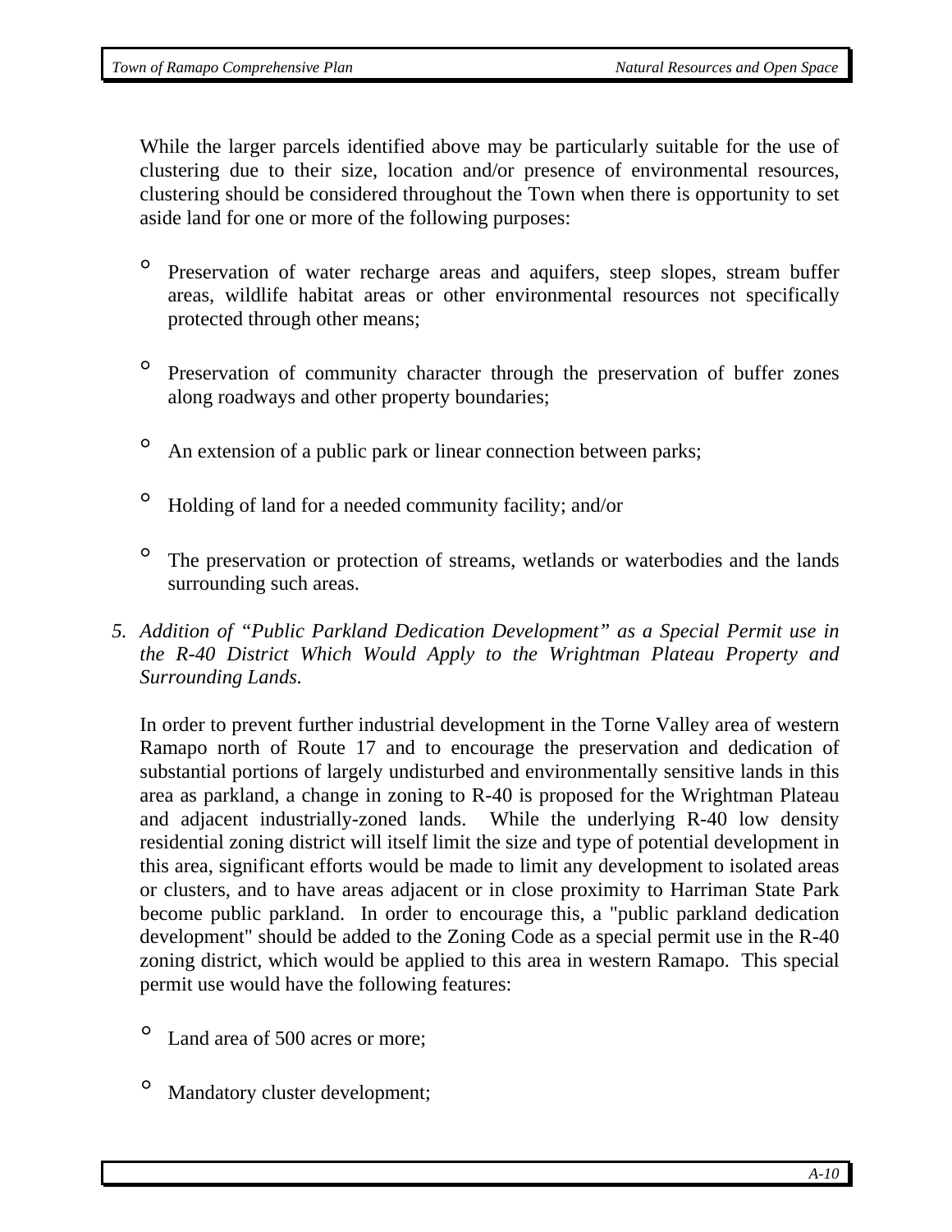While the larger parcels identified above may be particularly suitable for the use of clustering due to their size, location and/or presence of environmental resources, clustering should be considered throughout the Town when there is opportunity to set aside land for one or more of the following purposes:

- Preservation of water recharge areas and aquifers, steep slopes, stream buffer areas, wildlife habitat areas or other environmental resources not specifically protected through other means;
- Preservation of community character through the preservation of buffer zones along roadways and other property boundaries;
- An extension of a public park or linear connection between parks;
- Holding of land for a needed community facility; and/or
- The preservation or protection of streams, wetlands or waterbodies and the lands surrounding such areas.

5. *Addition of "Public Parkland Dedication Development" as a Special Permit use in the R-40 District Which Would Apply to the Wrightman Plateau Property and Surrounding Lands.*

In order to prevent further industrial development in the Torne Valley area of western Ramapo north of Route 17 and to encourage the preservation and dedication of substantial portions of largely undisturbed and environmentally sensitive lands in this area as parkland, a change in zoning to R-40 is proposed for the Wrightman Plateau and adjacent industrially-zoned lands. While the underlying R-40 low density residential zoning district will itself limit the size and type of potential development in this area, significant efforts would be made to limit any development to isolated areas or clusters, and to have areas adjacent or in close proximity to Harriman State Park become public parkland. In order to encourage this, a "public parkland dedication development" should be added to the Zoning Code as a special permit use in the R-40 zoning district, which would be applied to this area in western Ramapo. This special permit use would have the following features:

- Land area of 500 acres or more;
- Mandatory cluster development;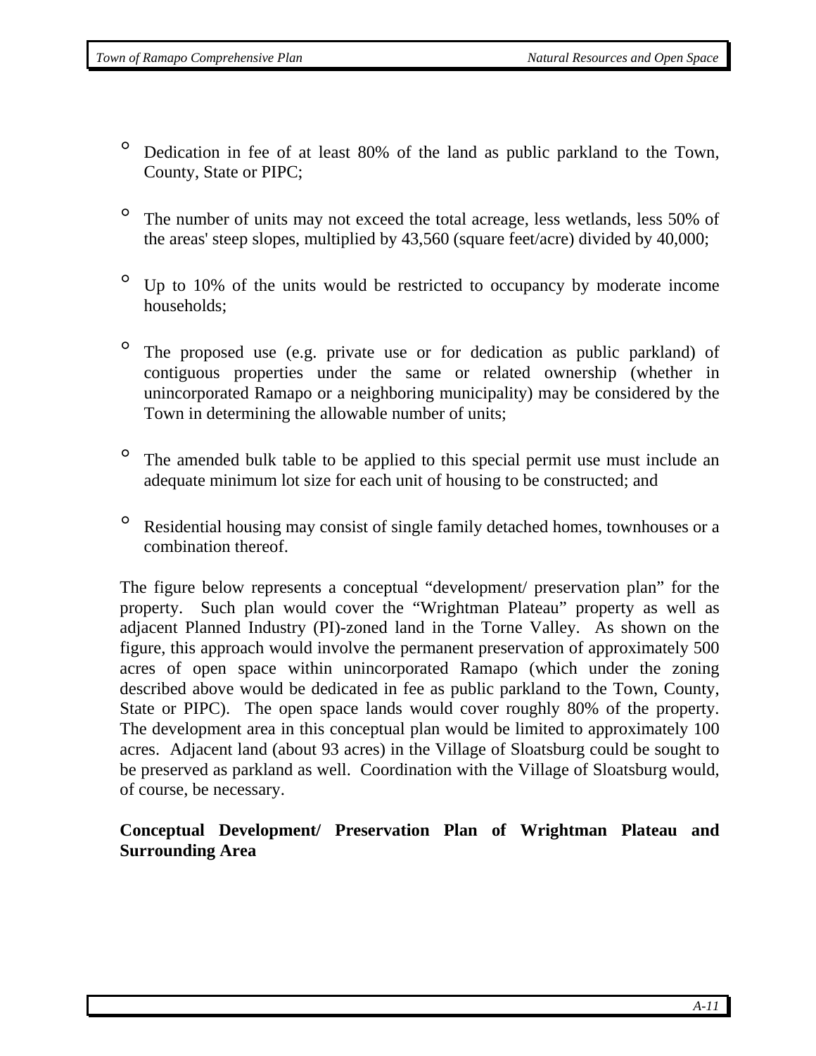- Dedication in fee of at least 80% of the land as public parkland to the Town, County, State or PIPC;

- The number of units may not exceed the total acreage, less wetlands, less 50% of the areas' steep slopes, multiplied by 43,560 (square feet/acre) divided by 40,000;

- Up to 10% of the units would be restricted to occupancy by moderate income households;

- The proposed use (e.g. private use or for dedication as public parkland) of contiguous properties under the same or related ownership (whether in unincorporated Ramapo or a neighboring municipality) may be considered by the Town in determining the allowable number of units;

- The amended bulk table to be applied to this special permit use must include an adequate minimum lot size for each unit of housing to be constructed; and

- Residential housing may consist of single family detached homes, townhouses or a combination thereof.

The figure below represents a conceptual "development/ preservation plan" for the property. Such plan would cover the "Wrightman Plateau" property as well as adjacent Planned Industry (PI)-zoned land in the Torne Valley. As shown on the figure, this approach would involve the permanent preservation of approximately 500 acres of open space within unincorporated Ramapo (which under the zoning described above would be dedicated in fee as public parkland to the Town, County, State or PIPC). The open space lands would cover roughly 80% of the property. The development area in this conceptual plan would be limited to approximately 100 acres. Adjacent land (about 93 acres) in the Village of Sloatsburg could be sought to be preserved as parkland as well. Coordination with the Village of Sloatsburg would, of course, be necessary.

**Conceptual Development/ Preservation Plan of Wrightman Plateau and Surrounding Area**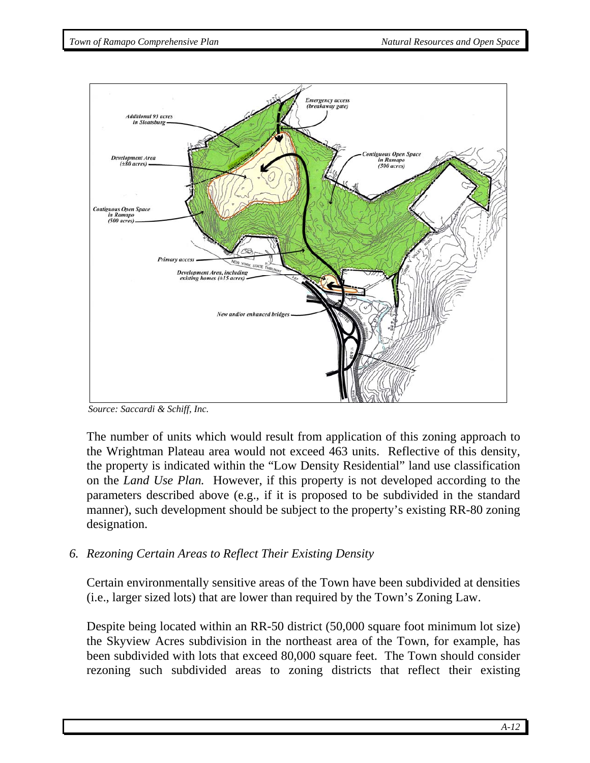Source: Saccardi & Schiff, Inc.

The number of units which would result from application of this zoning approach to the Wrightman Plateau area would not exceed 463 units. Reflective of this density, the property is indicated within the "Low Density Residential" land use classification on the *Land Use Plan.* However, if this property is not developed according to the parameters described above (e.g., if it is proposed to be subdivided in the standard manner), such development should be subject to the property's existing RR-80 zoning designation.

### *6. Rezoning Certain Areas to Reflect Their Existing Density*

Certain environmentally sensitive areas of the Town have been subdivided at densities (i.e., larger sized lots) that are lower than required by the Town's Zoning Law.

Despite being located within an RR-50 district (50,000 square foot minimum lot size) the Skyview Acres subdivision in the northeast area of the Town, for example, has been subdivided with lots that exceed 80,000 square feet. The Town should consider rezoning such subdivided areas to zoning districts that reflect their existing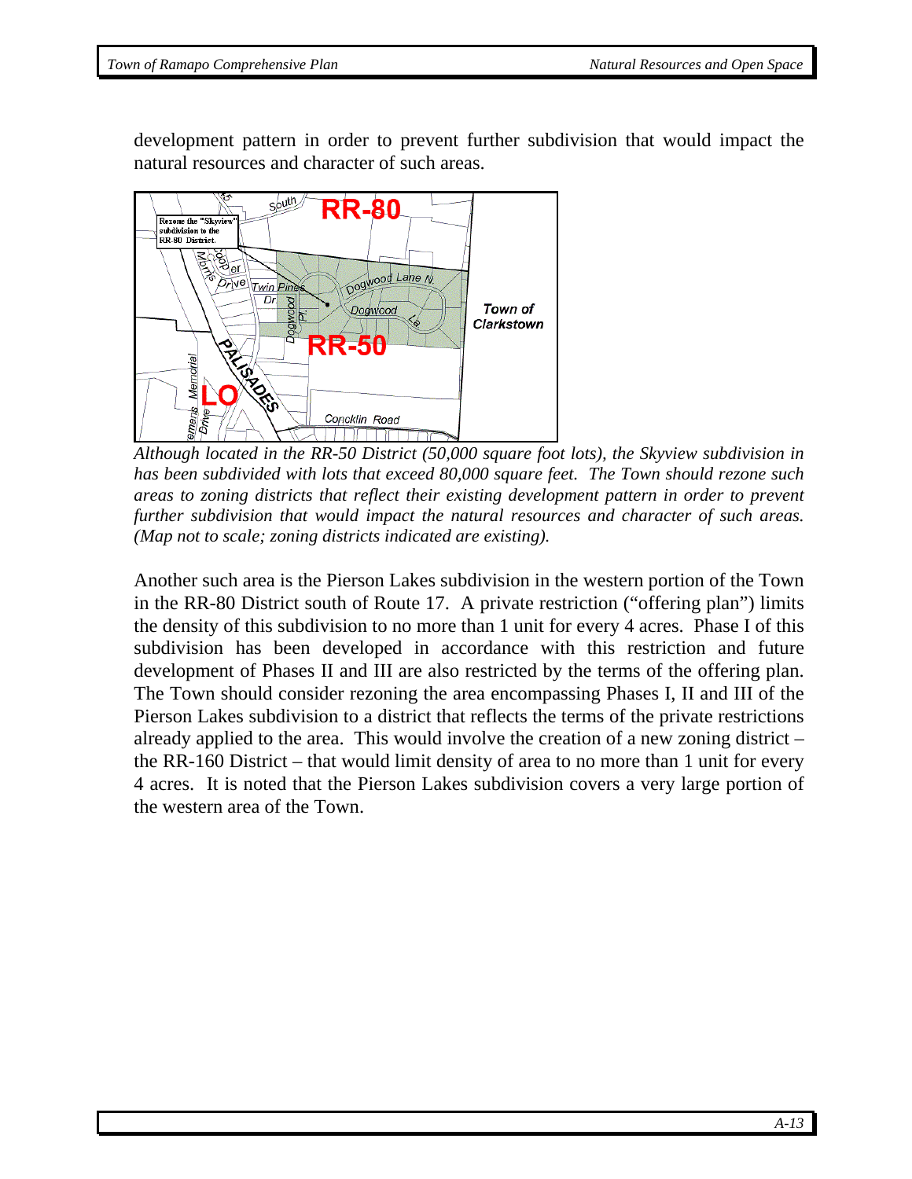development pattern in order to prevent further subdivision that would impact the natural resources and character of such areas.

*Although located in the RR-50 District (50,000 square foot lots), the Skyview subdivision in has been subdivided with lots that exceed 80,000 square feet. The Town should rezone such areas to zoning districts that reflect their existing development pattern in order to prevent further subdivision that would impact the natural resources and character of such areas. (Map not to scale; zoning districts indicated are existing).*

Another such area is the Pierson Lakes subdivision in the western portion of the Town in the RR-80 District south of Route 17. A private restriction ("offering plan") limits the density of this subdivision to no more than 1 unit for every 4 acres. Phase I of this subdivision has been developed in accordance with this restriction and future development of Phases II and III are also restricted by the terms of the offering plan. The Town should consider rezoning the area encompassing Phases I, II and III of the Pierson Lakes subdivision to a district that reflects the terms of the private restrictions already applied to the area. This would involve the creation of a new zoning district – the RR-160 District – that would limit density of area to no more than 1 unit for every 4 acres. It is noted that the Pierson Lakes subdivision covers a very large portion of the western area of the Town.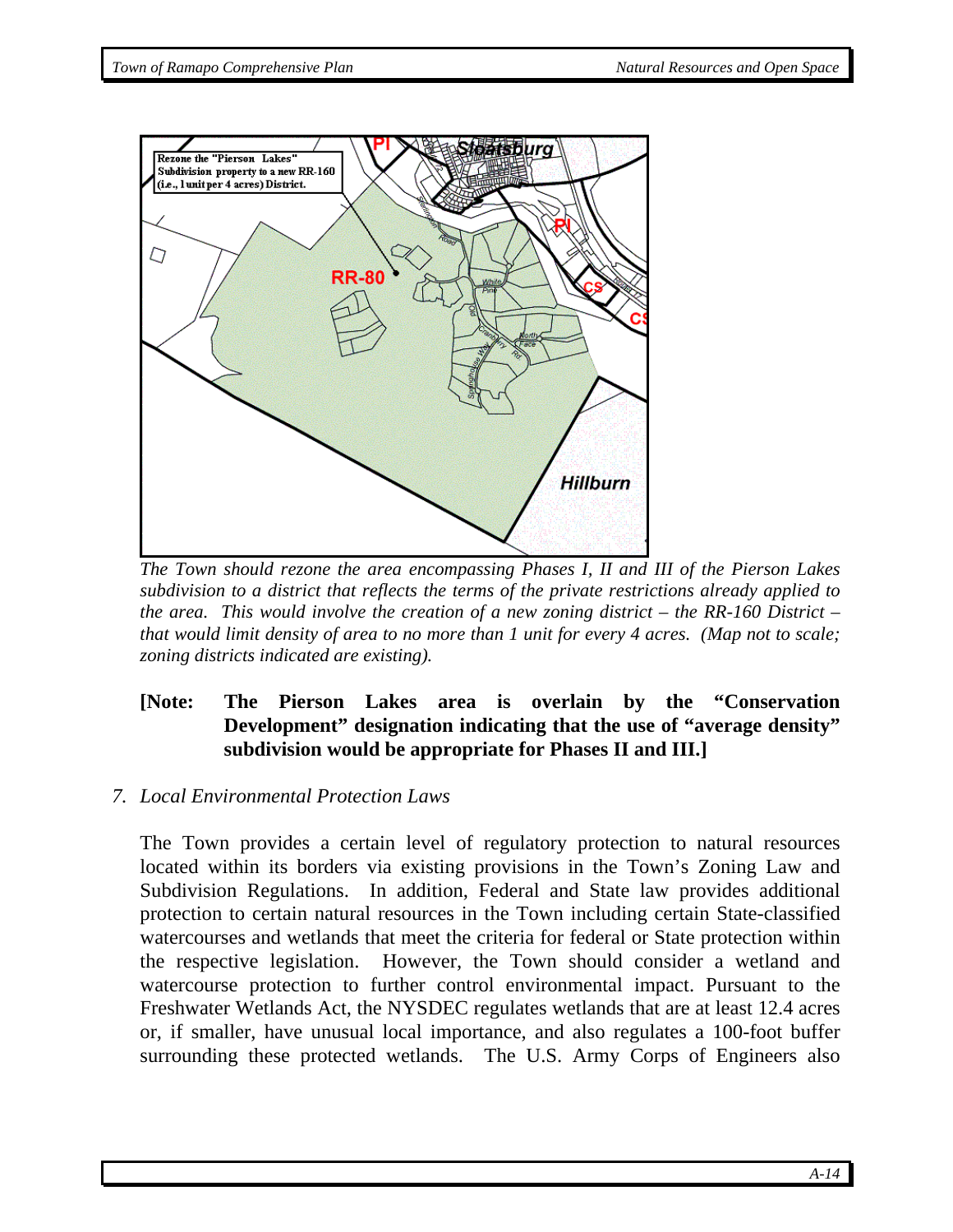*The Town should rezone the area encompassing Phases I, II and III of the Pierson Lakes subdivision to a district that reflects the terms of the private restrictions already applied to the area. This would involve the creation of a new zoning district – the RR-160 District – that would limit density of area to no more than 1 unit for every 4 acres. (Map not to scale; zoning districts indicated are existing).*

**[Note: The Pierson Lakes area is overlain by the "Conservation Development" designation indicating that the use of "average density" subdivision would be appropriate for Phases II and III.]**

7. *Local Environmental Protection Laws*

The Town provides a certain level of regulatory protection to natural resources located within its borders via existing provisions in the Town's Zoning Law and Subdivision Regulations. In addition, Federal and State law provides additional protection to certain natural resources in the Town including certain State-classified watercourses and wetlands that meet the criteria for federal or State protection within the respective legislation. However, the Town should consider a wetland and watercourse protection to further control environmental impact. Pursuant to the Freshwater Wetlands Act, the NYSDEC regulates wetlands that are at least 12.4 acres or, if smaller, have unusual local importance, and also regulates a 100-foot buffer surrounding these protected wetlands. The U.S. Army Corps of Engineers also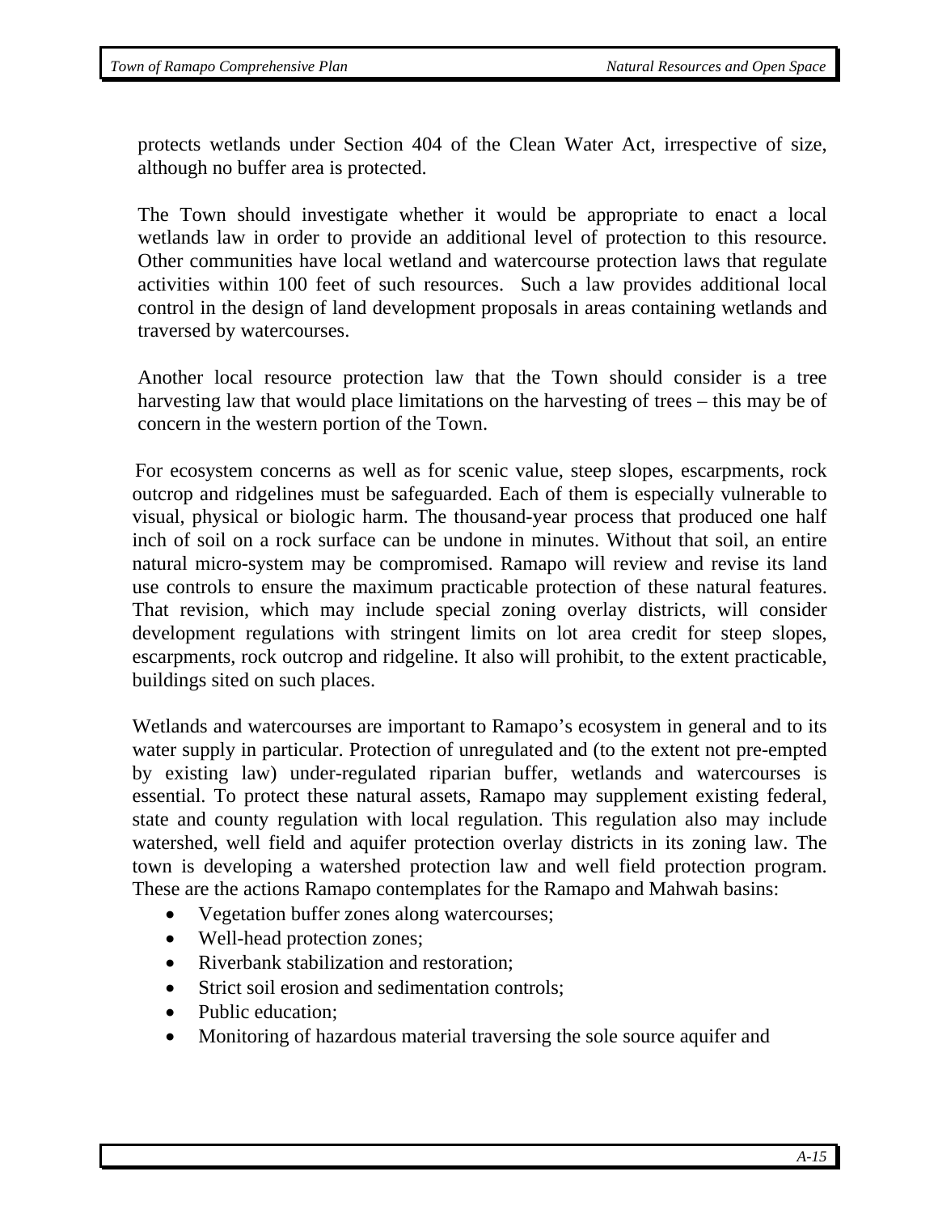protects wetlands under Section 404 of the Clean Water Act, irrespective of size, although no buffer area is protected.

The Town should investigate whether it would be appropriate to enact a local wetlands law in order to provide an additional level of protection to this resource. Other communities have local wetland and watercourse protection laws that regulate activities within 100 feet of such resources. Such a law provides additional local control in the design of land development proposals in areas containing wetlands and traversed by watercourses.

Another local resource protection law that the Town should consider is a tree harvesting law that would place limitations on the harvesting of trees – this may be of concern in the western portion of the Town.

For ecosystem concerns as well as for scenic value, steep slopes, escarpments, rock outcrop and ridgelines must be safeguarded. Each of them is especially vulnerable to visual, physical or biologic harm. The thousand-year process that produced one half inch of soil on a rock surface can be undone in minutes. Without that soil, an entire natural micro-system may be compromised. Ramapo will review and revise its land use controls to ensure the maximum practicable protection of these natural features. That revision, which may include special zoning overlay districts, will consider development regulations with stringent limits on lot area credit for steep slopes, escarpments, rock outcrop and ridgeline. It also will prohibit, to the extent practicable, buildings sited on such places.

Wetlands and watercourses are important to Ramapo's ecosystem in general and to its water supply in particular. Protection of unregulated and (to the extent not pre-empted by existing law) under-regulated riparian buffer, wetlands and watercourses is essential. To protect these natural assets, Ramapo may supplement existing federal, state and county regulation with local regulation. This regulation also may include watershed, well field and aquifer protection overlay districts in its zoning law. The town is developing a watershed protection law and well field protection program. These are the actions Ramapo contemplates for the Ramapo and Mahwah basins:

- Vegetation buffer zones along watercourses;
- Well-head protection zones;
- Riverbank stabilization and restoration;
- Strict soil erosion and sedimentation controls;
- Public education;
- Monitoring of hazardous material traversing the sole source aquifer and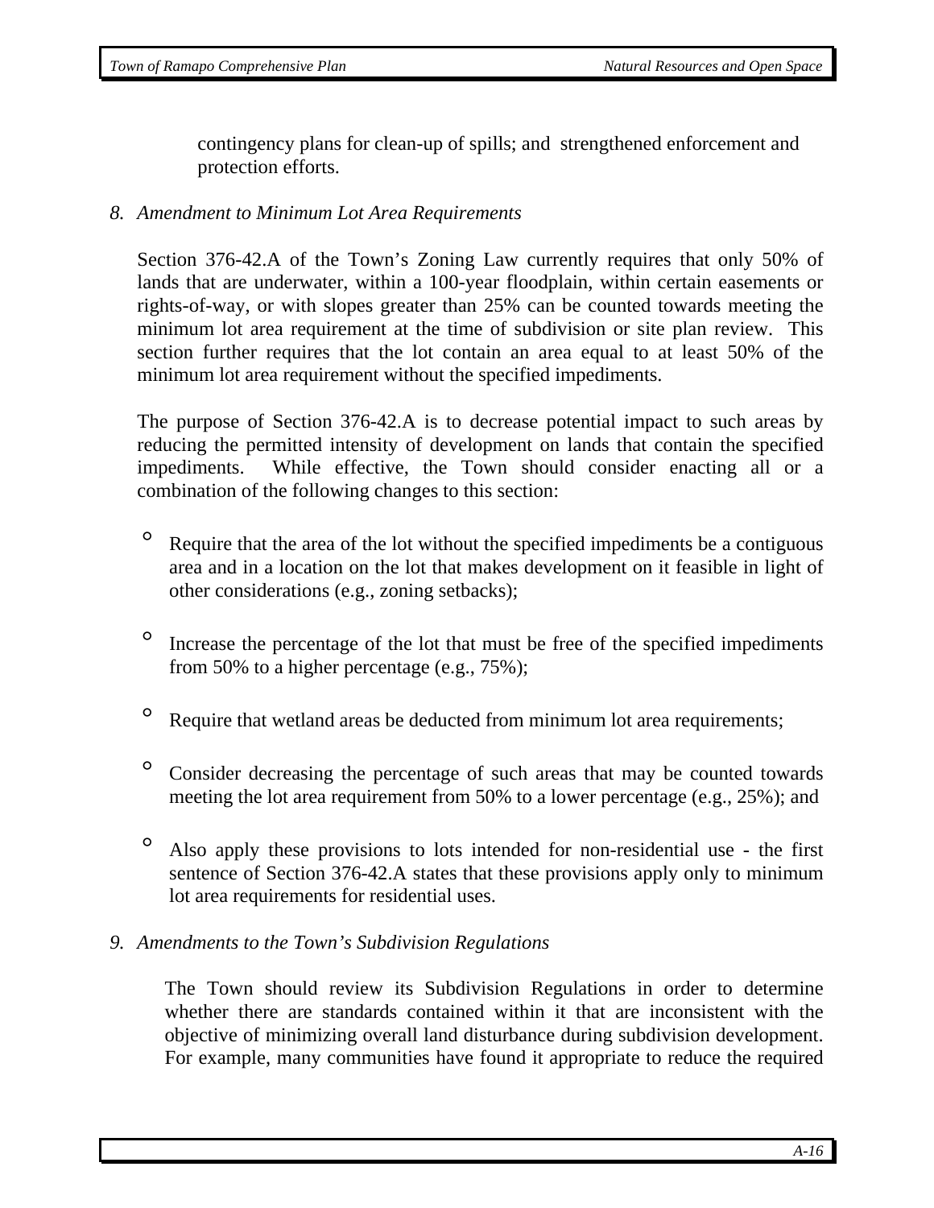contingency plans for clean-up of spills; and strengthened enforcement and protection efforts.

*8. Amendment to Minimum Lot Area Requirements*

Section 376-42.A of the Town's Zoning Law currently requires that only 50% of lands that are underwater, within a 100-year floodplain, within certain easements or rights-of-way, or with slopes greater than 25% can be counted towards meeting the minimum lot area requirement at the time of subdivision or site plan review. This section further requires that the lot contain an area equal to at least 50% of the minimum lot area requirement without the specified impediments.

The purpose of Section 376-42.A is to decrease potential impact to such areas by reducing the permitted intensity of development on lands that contain the specified impediments. While effective, the Town should consider enacting all or a combination of the following changes to this section:

- Require that the area of the lot without the specified impediments be a contiguous area and in a location on the lot that makes development on it feasible in light of other considerations (e.g., zoning setbacks);
- Increase the percentage of the lot that must be free of the specified impediments from 50% to a higher percentage (e.g., 75%);
- Require that wetland areas be deducted from minimum lot area requirements;
- Consider decreasing the percentage of such areas that may be counted towards meeting the lot area requirement from 50% to a lower percentage (e.g., 25%); and
- Also apply these provisions to lots intended for non-residential use - the first sentence of Section 376-42.A states that these provisions apply only to minimum lot area requirements for residential uses.

*9. Amendments to the Town's Subdivision Regulations*

The Town should review its Subdivision Regulations in order to determine whether there are standards contained within it that are inconsistent with the objective of minimizing overall land disturbance during subdivision development. For example, many communities have found it appropriate to reduce the required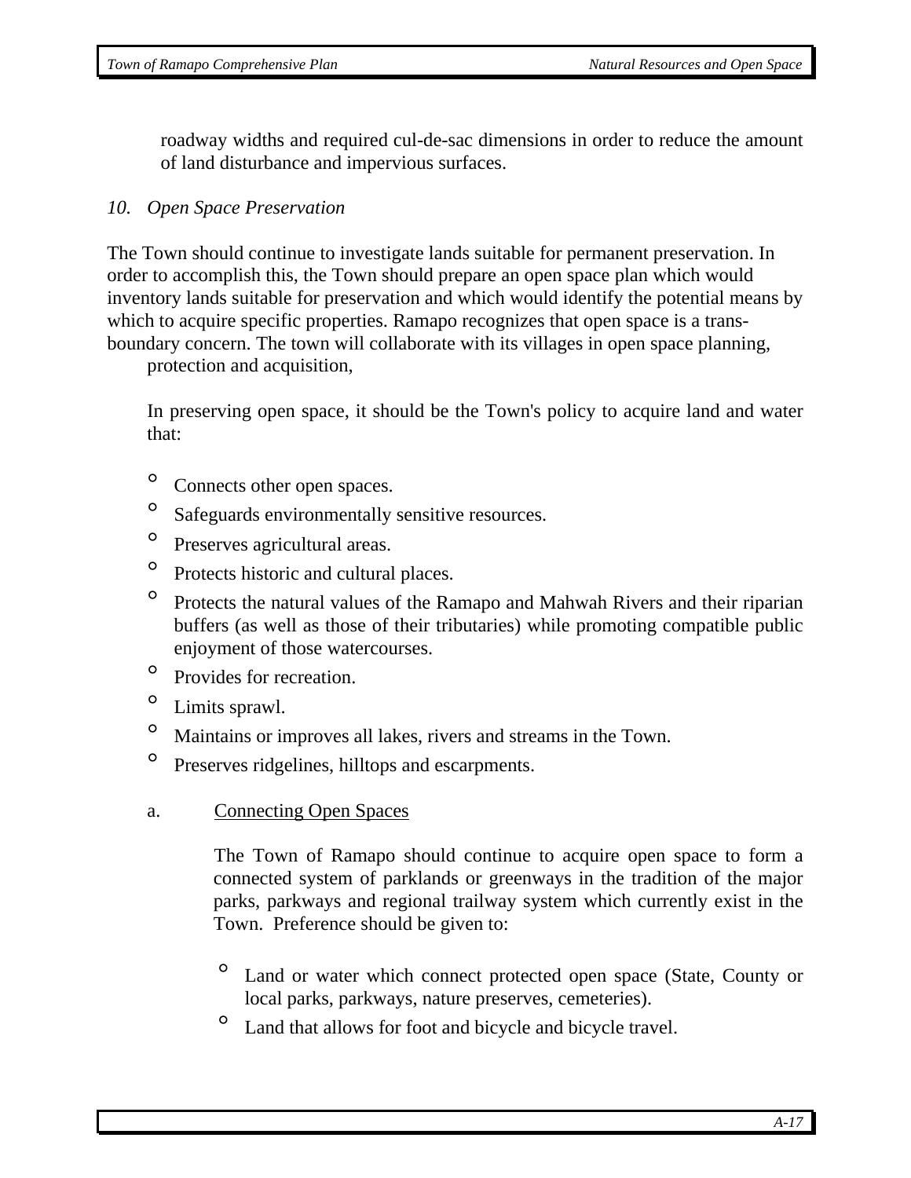roadway widths and required cul-de-sac dimensions in order to reduce the amount of land disturbance and impervious surfaces.

*10. Open Space Preservation*

The Town should continue to investigate lands suitable for permanent preservation. In order to accomplish this, the Town should prepare an open space plan which would inventory lands suitable for preservation and which would identify the potential means by which to acquire specific properties. Ramapo recognizes that open space is a trans-boundary concern. The town will collaborate with its villages in open space planning, protection and acquisition,

In preserving open space, it should be the Town's policy to acquire land and water that:

- Connects other open spaces.
- Safeguards environmentally sensitive resources.
- Preserves agricultural areas.
- Protects historic and cultural places.
- Protects the natural values of the Ramapo and Mahwah Rivers and their riparian buffers (as well as those of their tributaries) while promoting compatible public enjoyment of those watercourses.
- Provides for recreation.
- Limits sprawl.
- Maintains or improves all lakes, rivers and streams in the Town.
- Preserves ridgelines, hilltops and escarpments.

a. Connecting Open Spaces

The Town of Ramapo should continue to acquire open space to form a connected system of parklands or greenways in the tradition of the major parks, parkways and regional trailway system which currently exist in the Town. Preference should be given to:

- Land or water which connect protected open space (State, County or local parks, parkways, nature preserves, cemeteries).
- Land that allows for foot and bicycle and bicycle travel.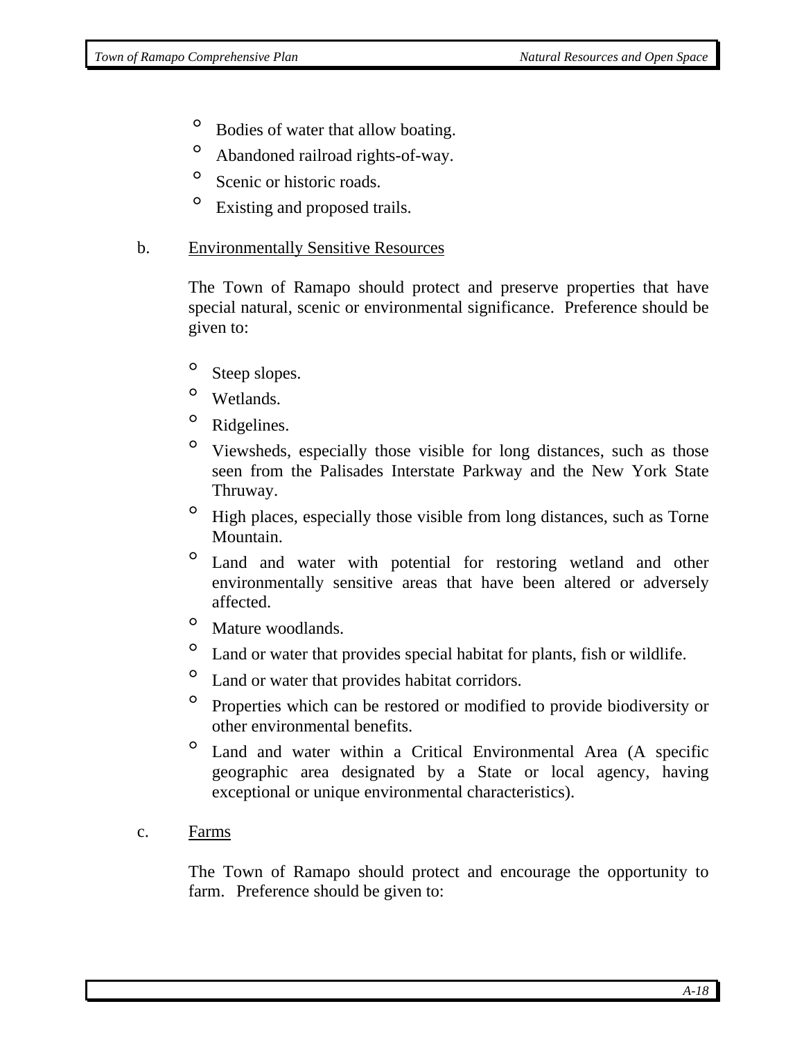- Bodies of water that allow boating.
- Abandoned railroad rights-of-way.
- Scenic or historic roads.
- Existing and proposed trails.

b. Environmentally Sensitive Resources

The Town of Ramapo should protect and preserve properties that have special natural, scenic or environmental significance. Preference should be given to:

- Steep slopes.
- Wetlands.
- Ridgelines.
- Viewsheds, especially those visible for long distances, such as those seen from the Palisades Interstate Parkway and the New York State Thruway.
- High places, especially those visible from long distances, such as Torne Mountain.
- Land and water with potential for restoring wetland and other environmentally sensitive areas that have been altered or adversely affected.
- Mature woodlands.
- Land or water that provides special habitat for plants, fish or wildlife.
- Land or water that provides habitat corridors.
- Properties which can be restored or modified to provide biodiversity or other environmental benefits.
- Land and water within a Critical Environmental Area (A specific geographic area designated by a State or local agency, having exceptional or unique environmental characteristics).

c. Farms

The Town of Ramapo should protect and encourage the opportunity to farm. Preference should be given to: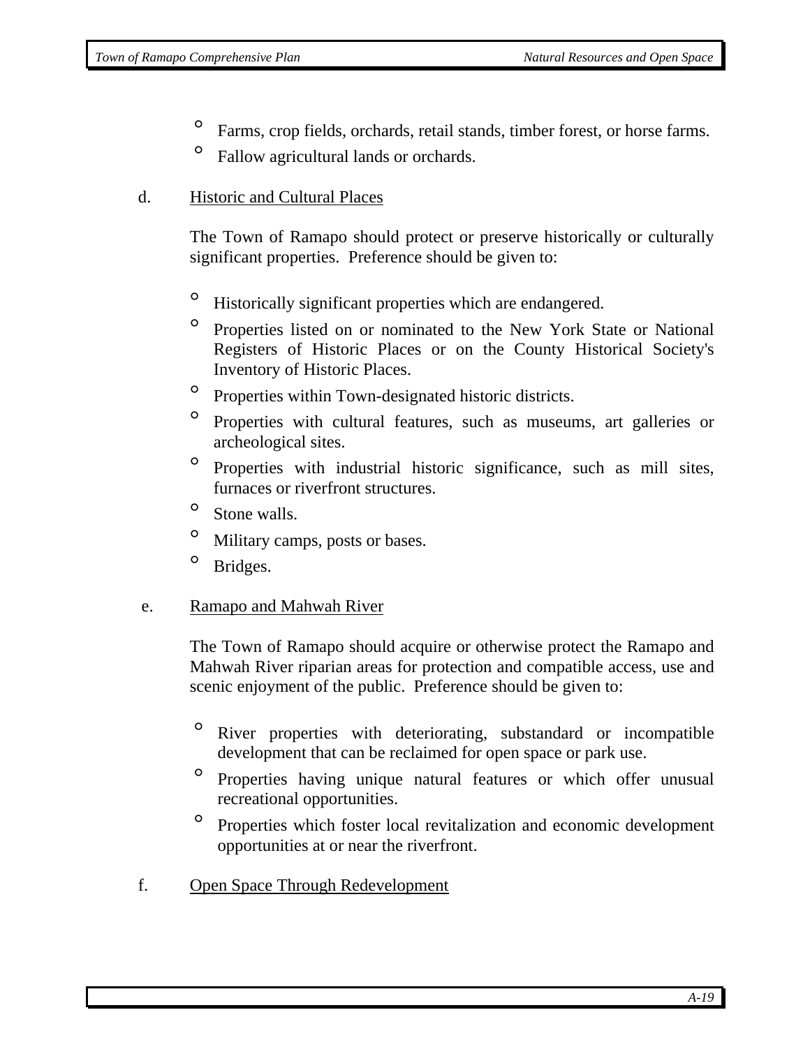- Farms, crop fields, orchards, retail stands, timber forest, or horse farms.
- Fallow agricultural lands or orchards.

d. Historic and Cultural Places

The Town of Ramapo should protect or preserve historically or culturally significant properties. Preference should be given to:

- Historically significant properties which are endangered.
- Properties listed on or nominated to the New York State or National Registers of Historic Places or on the County Historical Society's Inventory of Historic Places.
- Properties within Town-designated historic districts.
- Properties with cultural features, such as museums, art galleries or archeological sites.
- Properties with industrial historic significance, such as mill sites, furnaces or riverfront structures.
- Stone walls.
- Military camps, posts or bases.
- Bridges.

e. Ramapo and Mahwah River

The Town of Ramapo should acquire or otherwise protect the Ramapo and Mahwah River riparian areas for protection and compatible access, use and scenic enjoyment of the public. Preference should be given to:

- River properties with deteriorating, substandard or incompatible development that can be reclaimed for open space or park use.
- Properties having unique natural features or which offer unusual recreational opportunities.
- Properties which foster local revitalization and economic development opportunities at or near the riverfront.

f. Open Space Through Redevelopment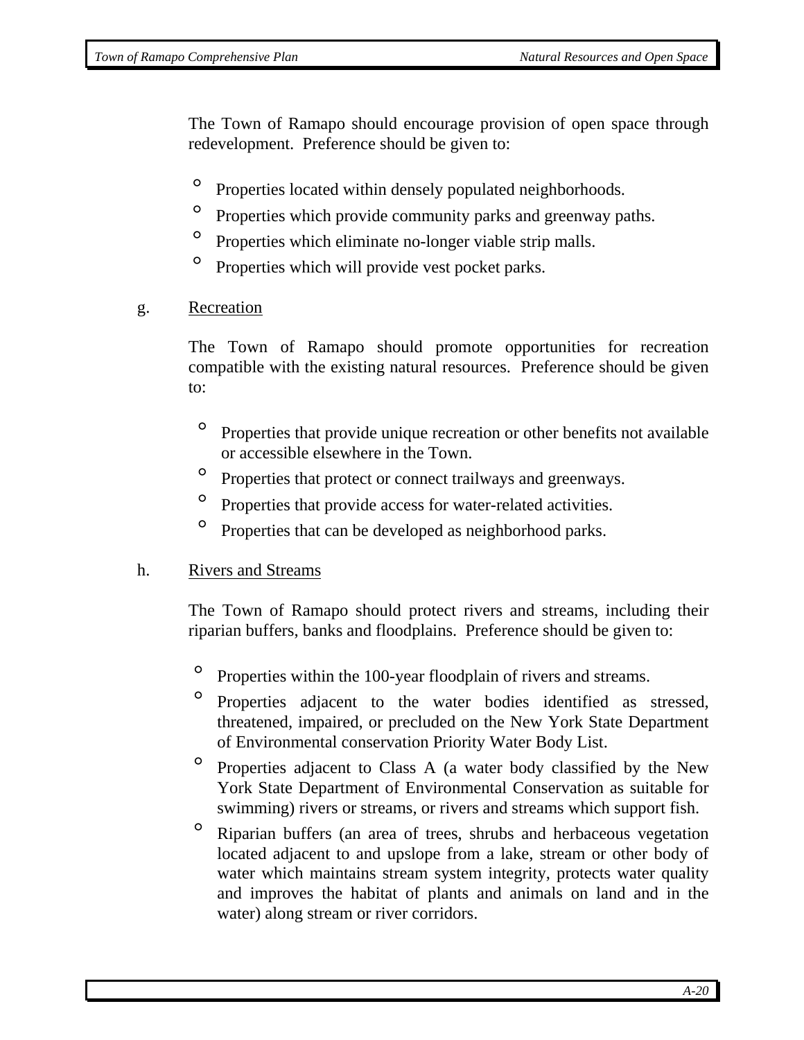The Town of Ramapo should encourage provision of open space through redevelopment. Preference should be given to:

- Properties located within densely populated neighborhoods.
- Properties which provide community parks and greenway paths.
- Properties which eliminate no-longer viable strip malls.
- Properties which will provide vest pocket parks.

g. Recreation

The Town of Ramapo should promote opportunities for recreation compatible with the existing natural resources. Preference should be given to:

- Properties that provide unique recreation or other benefits not available or accessible elsewhere in the Town.
- Properties that protect or connect trailways and greenways.
- Properties that provide access for water-related activities.
- Properties that can be developed as neighborhood parks.

h. Rivers and Streams

The Town of Ramapo should protect rivers and streams, including their riparian buffers, banks and floodplains. Preference should be given to:

- Properties within the 100-year floodplain of rivers and streams.
- Properties adjacent to the water bodies identified as stressed, threatened, impaired, or precluded on the New York State Department of Environmental conservation Priority Water Body List.
- Properties adjacent to Class A (a water body classified by the New York State Department of Environmental Conservation as suitable for swimming) rivers or streams, or rivers and streams which support fish.
- Riparian buffers (an area of trees, shrubs and herbaceous vegetation located adjacent to and upslope from a lake, stream or other body of water which maintains stream system integrity, protects water quality and improves the habitat of plants and animals on land and in the water) along stream or river corridors.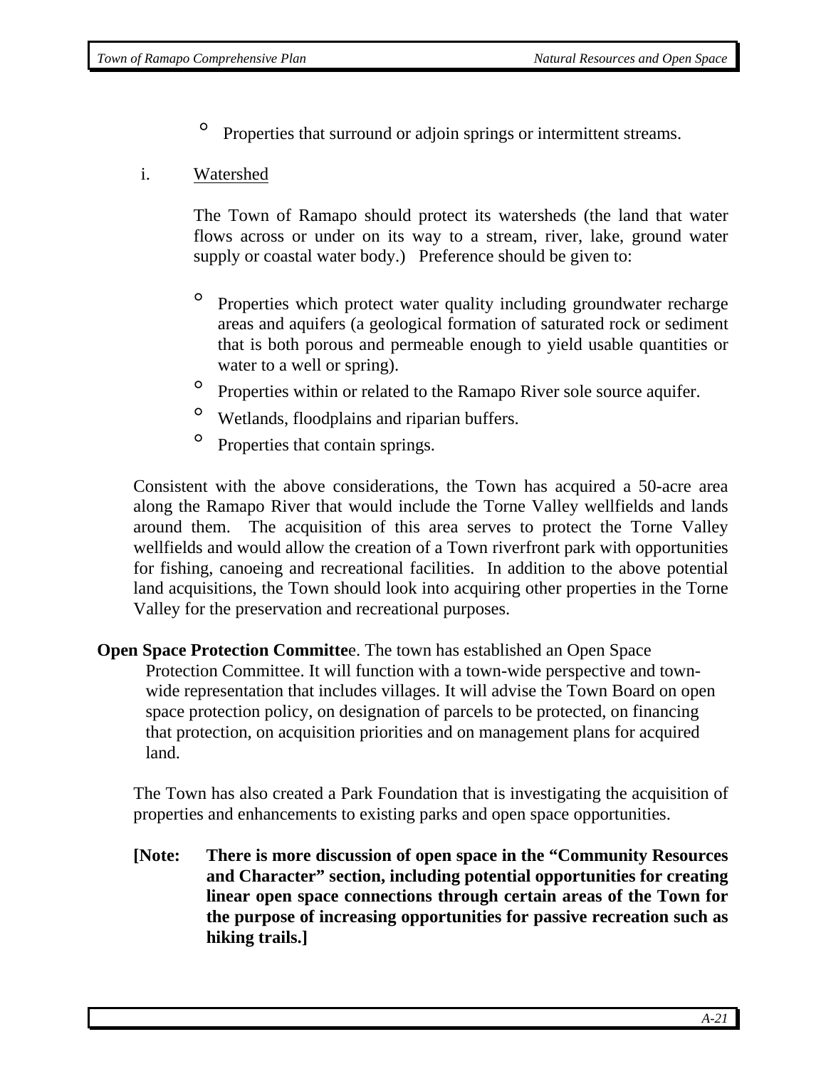- Properties that surround or adjoin springs or intermittent streams.

i. <u>Watershed</u>

The Town of Ramapo should protect its watersheds (the land that water flows across or under on its way to a stream, river, lake, ground water supply or coastal water body.) Preference should be given to:

- Properties which protect water quality including groundwater recharge areas and aquifers (a geological formation of saturated rock or sediment that is both porous and permeable enough to yield usable quantities or water to a well or spring).
- Properties within or related to the Ramapo River sole source aquifer.
- Wetlands, floodplains and riparian buffers.
- Properties that contain springs.

Consistent with the above considerations, the Town has acquired a 50-acre area along the Ramapo River that would include the Torne Valley wellfields and lands around them. The acquisition of this area serves to protect the Torne Valley wellfields and would allow the creation of a Town riverfront park with opportunities for fishing, canoeing and recreational facilities. In addition to the above potential land acquisitions, the Town should look into acquiring other properties in the Torne Valley for the preservation and recreational purposes.

**Open Space Protection Committe**e. The town has established an Open Space Protection Committee. It will function with a town-wide perspective and town-wide representation that includes villages. It will advise the Town Board on open space protection policy, on designation of parcels to be protected, on financing that protection, on acquisition priorities and on management plans for acquired land.

The Town has also created a Park Foundation that is investigating the acquisition of properties and enhancements to existing parks and open space opportunities.

**[Note: There is more discussion of open space in the "Community Resources and Character" section, including potential opportunities for creating linear open space connections through certain areas of the Town for the purpose of increasing opportunities for passive recreation such as hiking trails.]**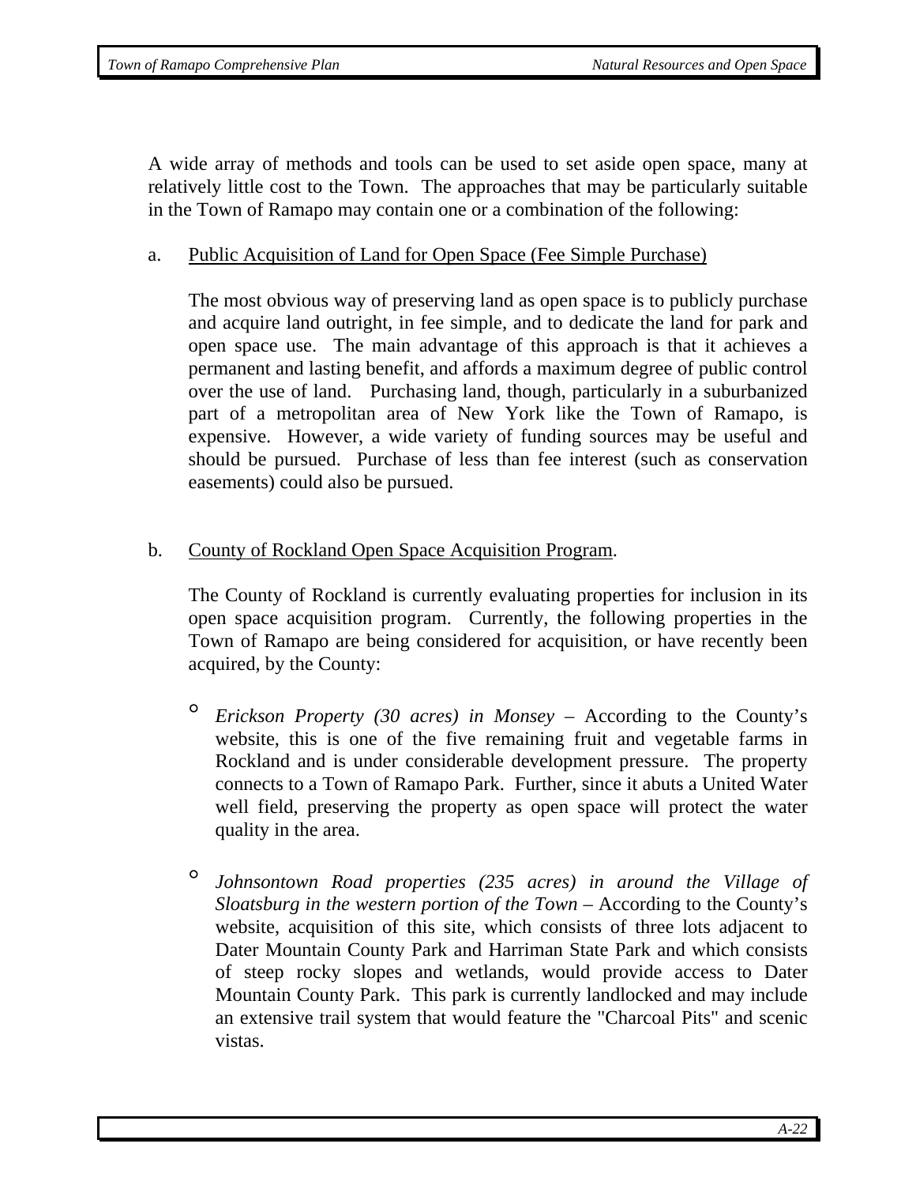A wide array of methods and tools can be used to set aside open space, many at relatively little cost to the Town. The approaches that may be particularly suitable in the Town of Ramapo may contain one or a combination of the following:

a. <u>Public Acquisition of Land for Open Space (Fee Simple Purchase)</u>

The most obvious way of preserving land as open space is to publicly purchase and acquire land outright, in fee simple, and to dedicate the land for park and open space use. The main advantage of this approach is that it achieves a permanent and lasting benefit, and affords a maximum degree of public control over the use of land. Purchasing land, though, particularly in a suburbanized part of a metropolitan area of New York like the Town of Ramapo, is expensive. However, a wide variety of funding sources may be useful and should be pursued. Purchase of less than fee interest (such as conservation easements) could also be pursued.

b. <u>County of Rockland Open Space Acquisition Program</u>.

The County of Rockland is currently evaluating properties for inclusion in its open space acquisition program. Currently, the following properties in the Town of Ramapo are being considered for acquisition, or have recently been acquired, by the County:

- *Erickson Property (30 acres) in Monsey* – According to the County's website, this is one of the five remaining fruit and vegetable farms in Rockland and is under considerable development pressure. The property connects to a Town of Ramapo Park. Further, since it abuts a United Water well field, preserving the property as open space will protect the water quality in the area.

- *Johnsontown Road properties (235 acres) in around the Village of Sloatsburg in the western portion of the Town* – According to the County's website, acquisition of this site, which consists of three lots adjacent to Dater Mountain County Park and Harriman State Park and which consists of steep rocky slopes and wetlands, would provide access to Dater Mountain County Park. This park is currently landlocked and may include an extensive trail system that would feature the "Charcoal Pits" and scenic vistas.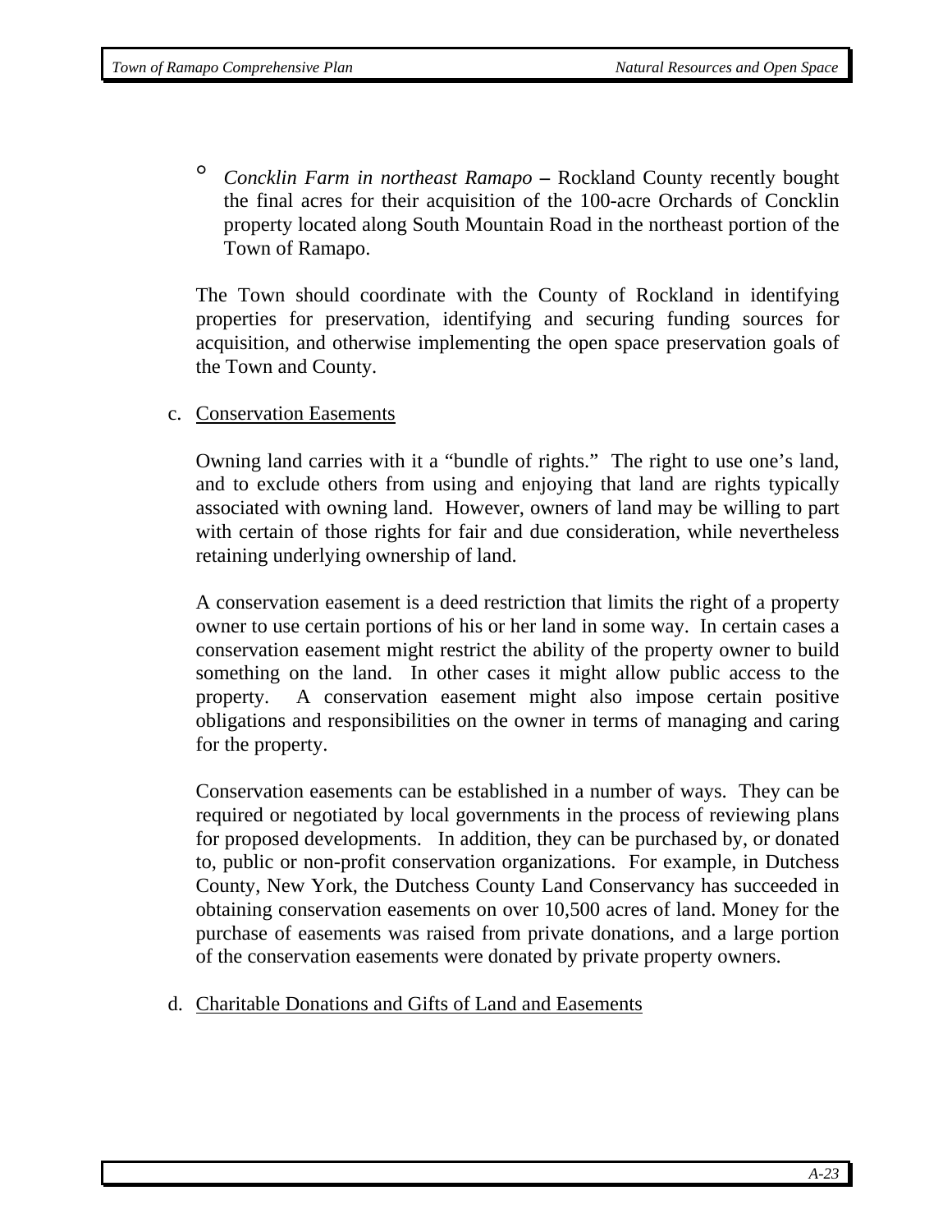- *Concklin Farm in northeast Ramapo* **–** Rockland County recently bought the final acres for their acquisition of the 100-acre Orchards of Concklin property located along South Mountain Road in the northeast portion of the Town of Ramapo.

The Town should coordinate with the County of Rockland in identifying properties for preservation, identifying and securing funding sources for acquisition, and otherwise implementing the open space preservation goals of the Town and County.

c. Conservation Easements

Owning land carries with it a "bundle of rights." The right to use one's land, and to exclude others from using and enjoying that land are rights typically associated with owning land. However, owners of land may be willing to part with certain of those rights for fair and due consideration, while nevertheless retaining underlying ownership of land.

A conservation easement is a deed restriction that limits the right of a property owner to use certain portions of his or her land in some way. In certain cases a conservation easement might restrict the ability of the property owner to build something on the land. In other cases it might allow public access to the property. A conservation easement might also impose certain positive obligations and responsibilities on the owner in terms of managing and caring for the property.

Conservation easements can be established in a number of ways. They can be required or negotiated by local governments in the process of reviewing plans for proposed developments. In addition, they can be purchased by, or donated to, public or non-profit conservation organizations. For example, in Dutchess County, New York, the Dutchess County Land Conservancy has succeeded in obtaining conservation easements on over 10,500 acres of land. Money for the purchase of easements was raised from private donations, and a large portion of the conservation easements were donated by private property owners.

d. Charitable Donations and Gifts of Land and Easements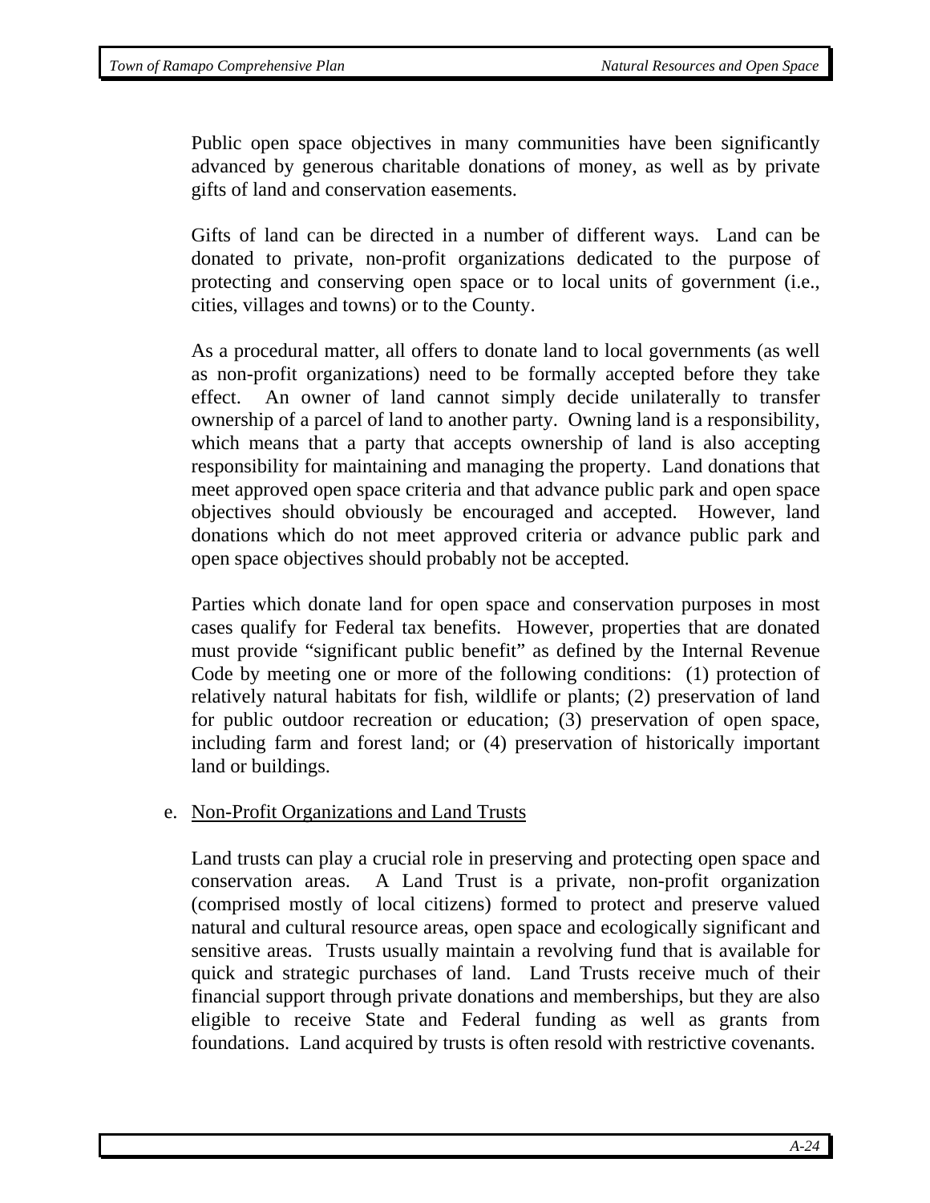Public open space objectives in many communities have been significantly advanced by generous charitable donations of money, as well as by private gifts of land and conservation easements.

Gifts of land can be directed in a number of different ways. Land can be donated to private, non-profit organizations dedicated to the purpose of protecting and conserving open space or to local units of government (i.e., cities, villages and towns) or to the County.

As a procedural matter, all offers to donate land to local governments (as well as non-profit organizations) need to be formally accepted before they take effect. An owner of land cannot simply decide unilaterally to transfer ownership of a parcel of land to another party. Owning land is a responsibility, which means that a party that accepts ownership of land is also accepting responsibility for maintaining and managing the property. Land donations that meet approved open space criteria and that advance public park and open space objectives should obviously be encouraged and accepted. However, land donations which do not meet approved criteria or advance public park and open space objectives should probably not be accepted.

Parties which donate land for open space and conservation purposes in most cases qualify for Federal tax benefits. However, properties that are donated must provide "significant public benefit" as defined by the Internal Revenue Code by meeting one or more of the following conditions: (1) protection of relatively natural habitats for fish, wildlife or plants; (2) preservation of land for public outdoor recreation or education; (3) preservation of open space, including farm and forest land; or (4) preservation of historically important land or buildings.

e. Non-Profit Organizations and Land Trusts

Land trusts can play a crucial role in preserving and protecting open space and conservation areas. A Land Trust is a private, non-profit organization (comprised mostly of local citizens) formed to protect and preserve valued natural and cultural resource areas, open space and ecologically significant and sensitive areas. Trusts usually maintain a revolving fund that is available for quick and strategic purchases of land. Land Trusts receive much of their financial support through private donations and memberships, but they are also eligible to receive State and Federal funding as well as grants from foundations. Land acquired by trusts is often resold with restrictive covenants.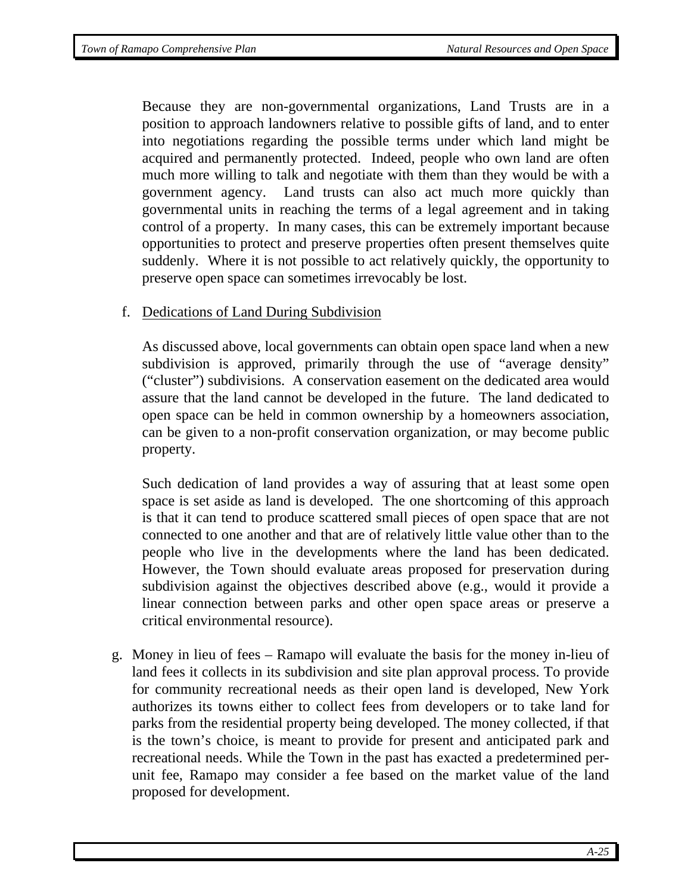Because they are non-governmental organizations, Land Trusts are in a position to approach landowners relative to possible gifts of land, and to enter into negotiations regarding the possible terms under which land might be acquired and permanently protected. Indeed, people who own land are often much more willing to talk and negotiate with them than they would be with a government agency. Land trusts can also act much more quickly than governmental units in reaching the terms of a legal agreement and in taking control of a property. In many cases, this can be extremely important because opportunities to protect and preserve properties often present themselves quite suddenly. Where it is not possible to act relatively quickly, the opportunity to preserve open space can sometimes irrevocably be lost.

f. <u>Dedications of Land During Subdivision</u>

As discussed above, local governments can obtain open space land when a new subdivision is approved, primarily through the use of "average density" ("cluster") subdivisions. A conservation easement on the dedicated area would assure that the land cannot be developed in the future. The land dedicated to open space can be held in common ownership by a homeowners association, can be given to a non-profit conservation organization, or may become public property.

Such dedication of land provides a way of assuring that at least some open space is set aside as land is developed. The one shortcoming of this approach is that it can tend to produce scattered small pieces of open space that are not connected to one another and that are of relatively little value other than to the people who live in the developments where the land has been dedicated. However, the Town should evaluate areas proposed for preservation during subdivision against the objectives described above (e.g., would it provide a linear connection between parks and other open space areas or preserve a critical environmental resource).

g. Money in lieu of fees – Ramapo will evaluate the basis for the money in-lieu of land fees it collects in its subdivision and site plan approval process. To provide for community recreational needs as their open land is developed, New York authorizes its towns either to collect fees from developers or to take land for parks from the residential property being developed. The money collected, if that is the town's choice, is meant to provide for present and anticipated park and recreational needs. While the Town in the past has exacted a predetermined per-unit fee, Ramapo may consider a fee based on the market value of the land proposed for development.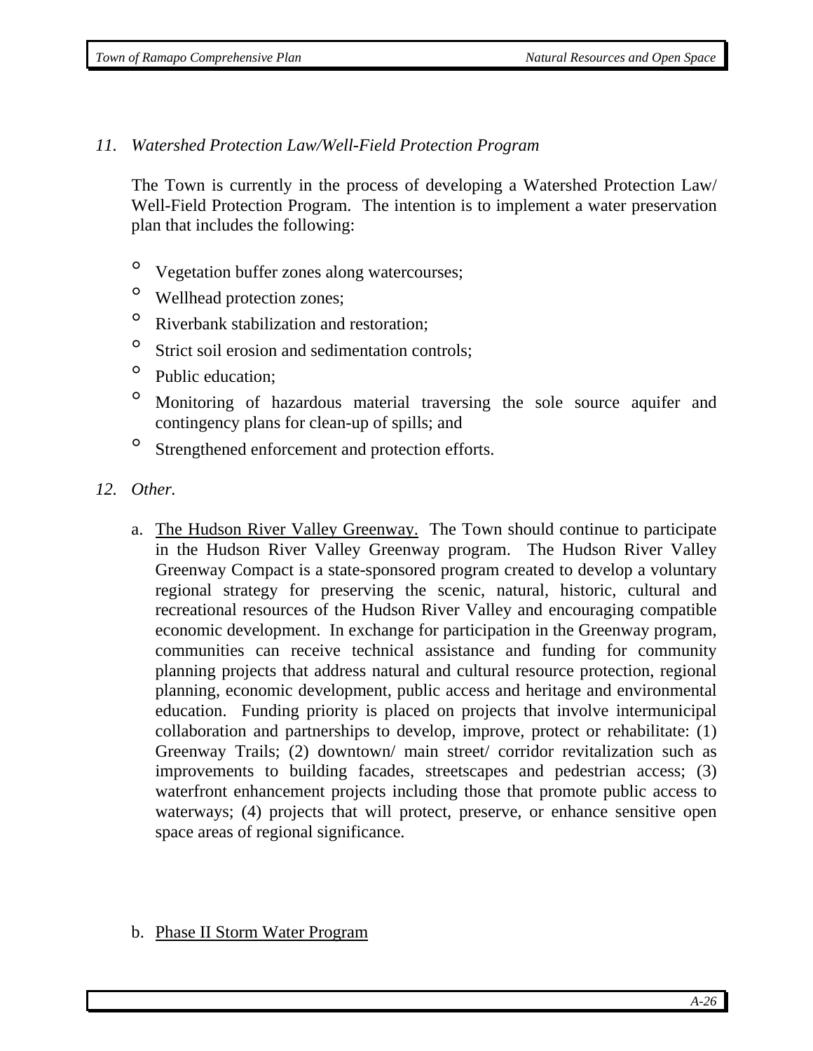*11. Watershed Protection Law/Well-Field Protection Program*

The Town is currently in the process of developing a Watershed Protection Law/ Well-Field Protection Program. The intention is to implement a water preservation plan that includes the following:

- Vegetation buffer zones along watercourses;
- Wellhead protection zones;
- Riverbank stabilization and restoration;
- Strict soil erosion and sedimentation controls;
- Public education;
- Monitoring of hazardous material traversing the sole source aquifer and contingency plans for clean-up of spills; and
- Strengthened enforcement and protection efforts.

*12. Other.*

a. <u>The Hudson River Valley Greenway.</u> The Town should continue to participate in the Hudson River Valley Greenway program. The Hudson River Valley Greenway Compact is a state-sponsored program created to develop a voluntary regional strategy for preserving the scenic, natural, historic, cultural and recreational resources of the Hudson River Valley and encouraging compatible economic development. In exchange for participation in the Greenway program, communities can receive technical assistance and funding for community planning projects that address natural and cultural resource protection, regional planning, economic development, public access and heritage and environmental education. Funding priority is placed on projects that involve intermunicipal collaboration and partnerships to develop, improve, protect or rehabilitate: (1) Greenway Trails; (2) downtown/ main street/ corridor revitalization such as improvements to building facades, streetscapes and pedestrian access; (3) waterfront enhancement projects including those that promote public access to waterways; (4) projects that will protect, preserve, or enhance sensitive open space areas of regional significance.

b. <u>Phase II Storm Water Program</u>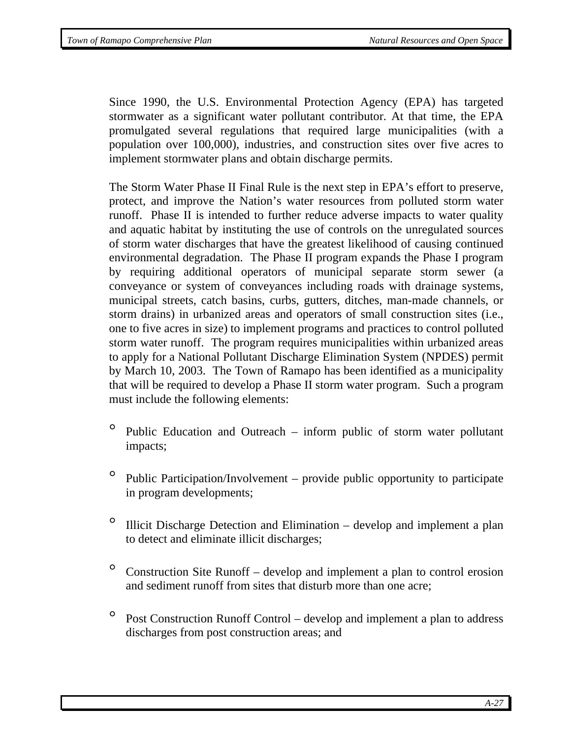Since 1990, the U.S. Environmental Protection Agency (EPA) has targeted stormwater as a significant water pollutant contributor. At that time, the EPA promulgated several regulations that required large municipalities (with a population over 100,000), industries, and construction sites over five acres to implement stormwater plans and obtain discharge permits.

The Storm Water Phase II Final Rule is the next step in EPA's effort to preserve, protect, and improve the Nation's water resources from polluted storm water runoff. Phase II is intended to further reduce adverse impacts to water quality and aquatic habitat by instituting the use of controls on the unregulated sources of storm water discharges that have the greatest likelihood of causing continued environmental degradation. The Phase II program expands the Phase I program by requiring additional operators of municipal separate storm sewer (a conveyance or system of conveyances including roads with drainage systems, municipal streets, catch basins, curbs, gutters, ditches, man-made channels, or storm drains) in urbanized areas and operators of small construction sites (i.e., one to five acres in size) to implement programs and practices to control polluted storm water runoff. The program requires municipalities within urbanized areas to apply for a National Pollutant Discharge Elimination System (NPDES) permit by March 10, 2003. The Town of Ramapo has been identified as a municipality that will be required to develop a Phase II storm water program. Such a program must include the following elements:

- Public Education and Outreach – inform public of storm water pollutant impacts;
- Public Participation/Involvement – provide public opportunity to participate in program developments;
- Illicit Discharge Detection and Elimination – develop and implement a plan to detect and eliminate illicit discharges;
- Construction Site Runoff – develop and implement a plan to control erosion and sediment runoff from sites that disturb more than one acre;
- Post Construction Runoff Control – develop and implement a plan to address discharges from post construction areas; and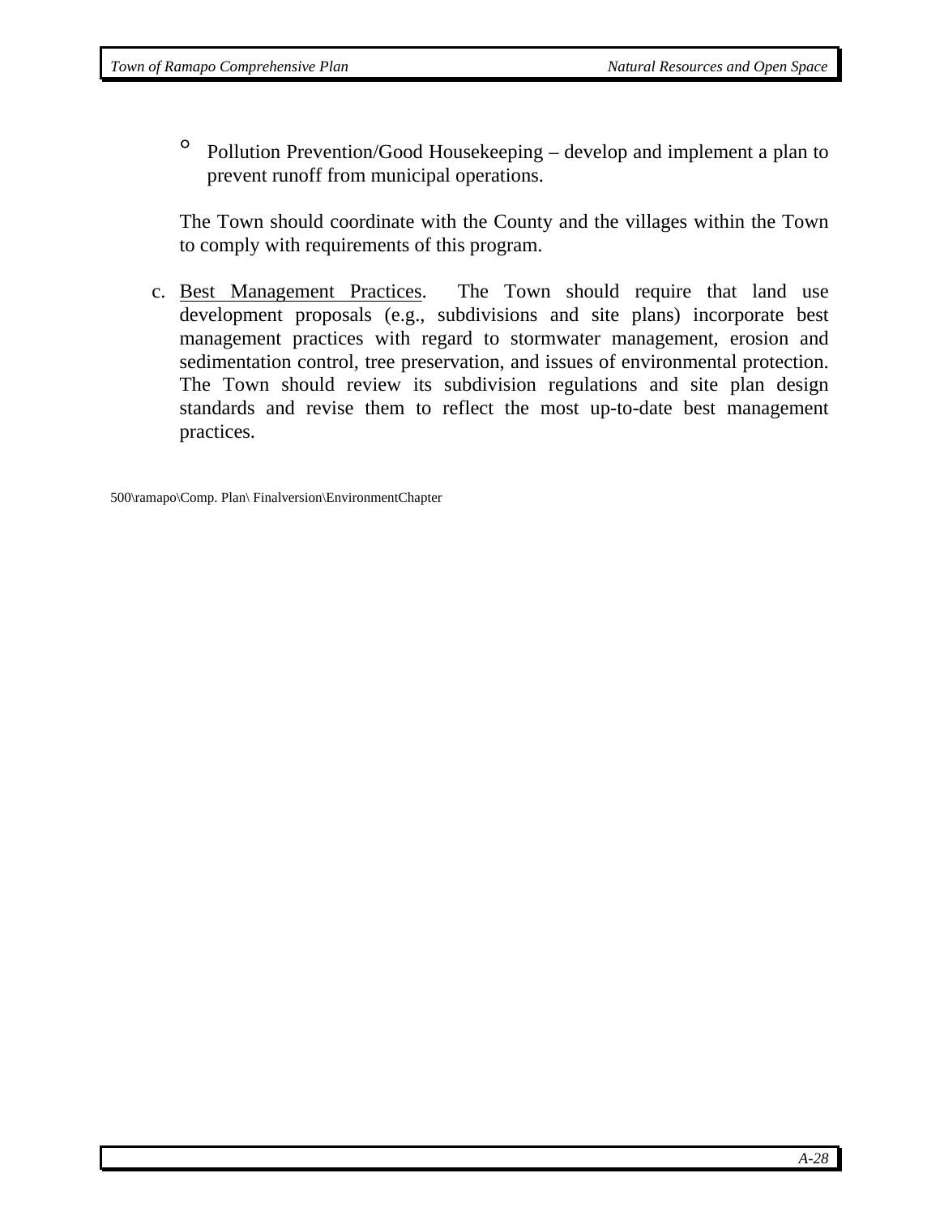- Pollution Prevention/Good Housekeeping – develop and implement a plan to prevent runoff from municipal operations.

The Town should coordinate with the County and the villages within the Town to comply with requirements of this program.

c. Best Management Practices. The Town should require that land use development proposals (e.g., subdivisions and site plans) incorporate best management practices with regard to stormwater management, erosion and sedimentation control, tree preservation, and issues of environmental protection. The Town should review its subdivision regulations and site plan design standards and revise them to reflect the most up-to-date best management practices.

500\ramapo\Comp. Plan\ Finalversion\EnvironmentChapter